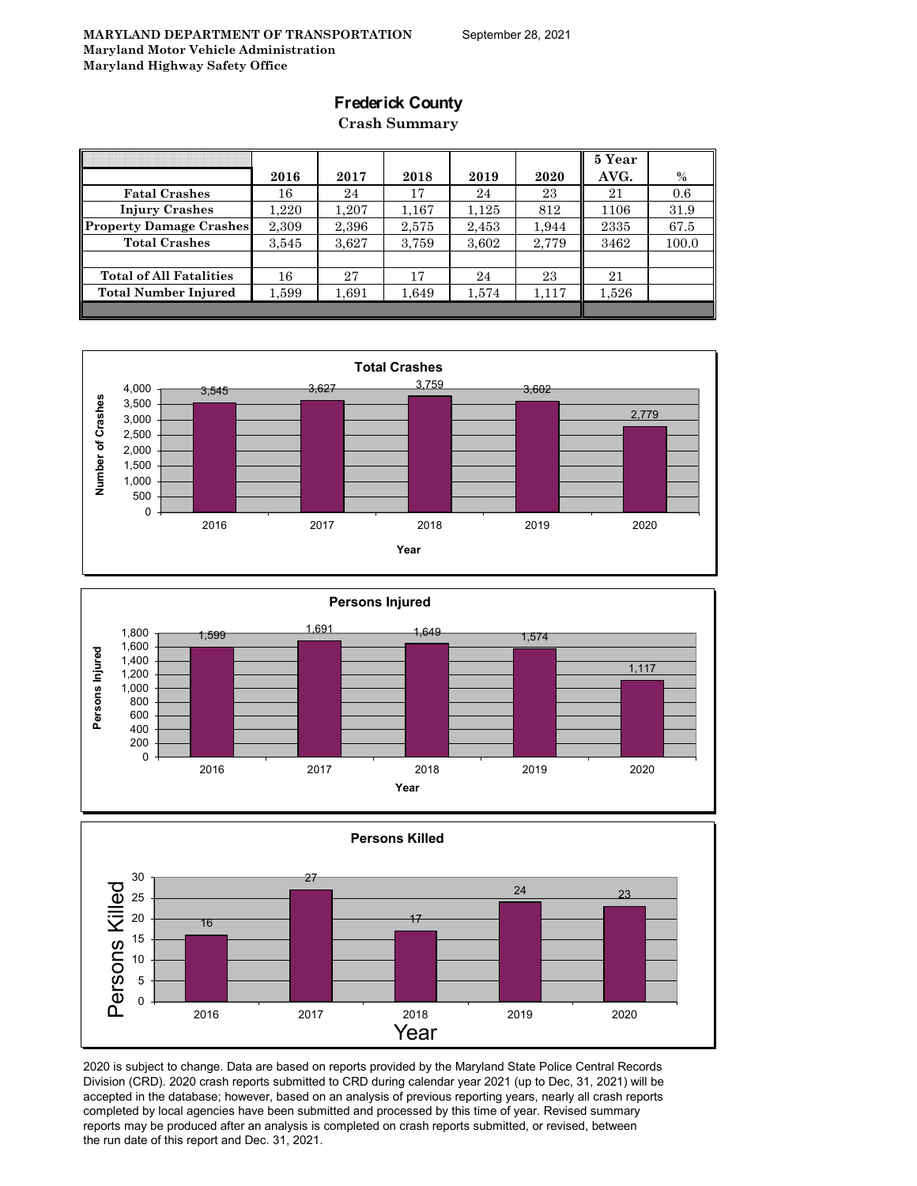**MARYLAND DEPARTMENT OF TRANSPORTATION**
**Maryland Motor Vehicle Administration**
**Maryland Highway Safety Office**

September 28, 2021

# Frederick County

## Crash Summary

| | 2016 | 2017 | 2018 | 2019 | 2020 | 5 Year AVG. | % |
|---|---|---|---|---|---|---|---|
| Fatal Crashes | 16 | 24 | 17 | 24 | 23 | 21 | 0.6 |
| Injury Crashes | 1,220 | 1,207 | 1,167 | 1,125 | 812 | 1106 | 31.9 |
| Property Damage Crashes | 2,309 | 2,396 | 2,575 | 2,453 | 1,944 | 2335 | 67.5 |
| Total Crashes | 3,545 | 3,627 | 3,759 | 3,602 | 2,779 | 3462 | 100.0 |
| | | | | | | | |
| Total of All Fatalities | 16 | 27 | 17 | 24 | 23 | 21 | |
| Total Number Injured | 1,599 | 1,691 | 1,649 | 1,574 | 1,117 | 1,526 | |

**Total Crashes**

| Year | Number of Crashes |
|---|---|
| 2016 | 3,545 |
| 2017 | 3,627 |
| 2018 | 3,759 |
| 2019 | 3,602 |
| 2020 | 2,779 |

**Persons Injured**

| Year | Persons Injured |
|---|---|
| 2016 | 1,599 |
| 2017 | 1,691 |
| 2018 | 1,649 |
| 2019 | 1,574 |
| 2020 | 1,117 |

**Persons Killed**

| Year | Persons Killed |
|---|---|
| 2016 | 16 |
| 2017 | 27 |
| 2018 | 17 |
| 2019 | 24 |
| 2020 | 23 |

2020 is subject to change. Data are based on reports provided by the Maryland State Police Central Records Division (CRD). 2020 crash reports submitted to CRD during calendar year 2021 (up to Dec, 31, 2021) will be accepted in the database; however, based on an analysis of previous reporting years, nearly all crash reports completed by local agencies have been submitted and processed by this time of year. Revised summary reports may be produced after an analysis is completed on crash reports submitted, or revised, between the run date of this report and Dec. 31, 2021.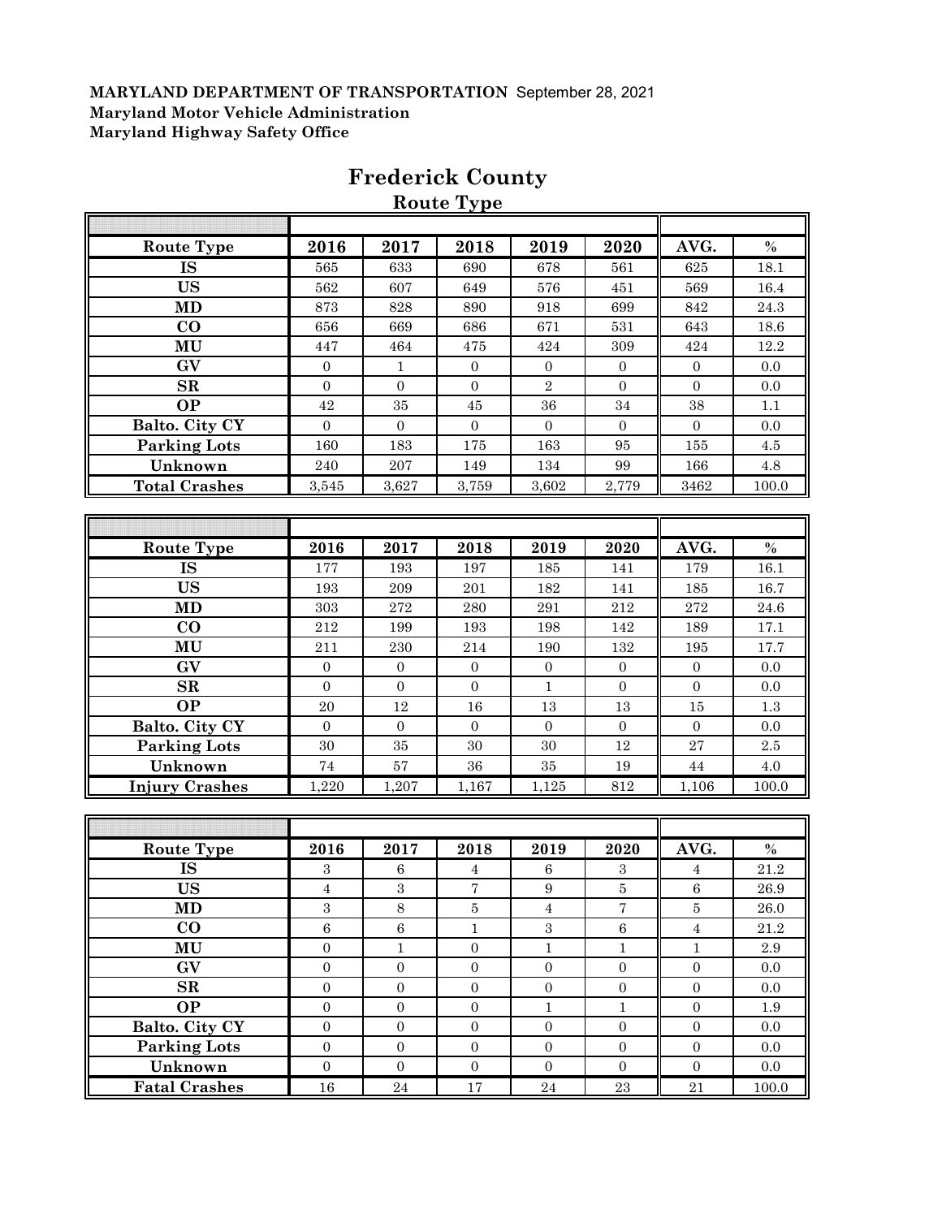**MARYLAND DEPARTMENT OF TRANSPORTATION** September 28, 2021
**Maryland Motor Vehicle Administration**
**Maryland Highway Safety Office**

# Frederick County

## Route Type

| Route Type | 2016 | 2017 | 2018 | 2019 | 2020 | AVG. | % |
|---|---|---|---|---|---|---|---|
| IS | 565 | 633 | 690 | 678 | 561 | 625 | 18.1 |
| US | 562 | 607 | 649 | 576 | 451 | 569 | 16.4 |
| MD | 873 | 828 | 890 | 918 | 699 | 842 | 24.3 |
| CO | 656 | 669 | 686 | 671 | 531 | 643 | 18.6 |
| MU | 447 | 464 | 475 | 424 | 309 | 424 | 12.2 |
| GV | 0 | 1 | 0 | 0 | 0 | 0 | 0.0 |
| SR | 0 | 0 | 0 | 2 | 0 | 0 | 0.0 |
| OP | 42 | 35 | 45 | 36 | 34 | 38 | 1.1 |
| Balto. City CY | 0 | 0 | 0 | 0 | 0 | 0 | 0.0 |
| Parking Lots | 160 | 183 | 175 | 163 | 95 | 155 | 4.5 |
| Unknown | 240 | 207 | 149 | 134 | 99 | 166 | 4.8 |
| Total Crashes | 3,545 | 3,627 | 3,759 | 3,602 | 2,779 | 3462 | 100.0 |

| Route Type | 2016 | 2017 | 2018 | 2019 | 2020 | AVG. | % |
|---|---|---|---|---|---|---|---|
| IS | 177 | 193 | 197 | 185 | 141 | 179 | 16.1 |
| US | 193 | 209 | 201 | 182 | 141 | 185 | 16.7 |
| MD | 303 | 272 | 280 | 291 | 212 | 272 | 24.6 |
| CO | 212 | 199 | 193 | 198 | 142 | 189 | 17.1 |
| MU | 211 | 230 | 214 | 190 | 132 | 195 | 17.7 |
| GV | 0 | 0 | 0 | 0 | 0 | 0 | 0.0 |
| SR | 0 | 0 | 0 | 1 | 0 | 0 | 0.0 |
| OP | 20 | 12 | 16 | 13 | 13 | 15 | 1.3 |
| Balto. City CY | 0 | 0 | 0 | 0 | 0 | 0 | 0.0 |
| Parking Lots | 30 | 35 | 30 | 30 | 12 | 27 | 2.5 |
| Unknown | 74 | 57 | 36 | 35 | 19 | 44 | 4.0 |
| Injury Crashes | 1,220 | 1,207 | 1,167 | 1,125 | 812 | 1,106 | 100.0 |

| Route Type | 2016 | 2017 | 2018 | 2019 | 2020 | AVG. | % |
|---|---|---|---|---|---|---|---|
| IS | 3 | 6 | 4 | 6 | 3 | 4 | 21.2 |
| US | 4 | 3 | 7 | 9 | 5 | 6 | 26.9 |
| MD | 3 | 8 | 5 | 4 | 7 | 5 | 26.0 |
| CO | 6 | 6 | 1 | 3 | 6 | 4 | 21.2 |
| MU | 0 | 1 | 0 | 1 | 1 | 1 | 2.9 |
| GV | 0 | 0 | 0 | 0 | 0 | 0 | 0.0 |
| SR | 0 | 0 | 0 | 0 | 0 | 0 | 0.0 |
| OP | 0 | 0 | 0 | 1 | 1 | 0 | 1.9 |
| Balto. City CY | 0 | 0 | 0 | 0 | 0 | 0 | 0.0 |
| Parking Lots | 0 | 0 | 0 | 0 | 0 | 0 | 0.0 |
| Unknown | 0 | 0 | 0 | 0 | 0 | 0 | 0.0 |
| Fatal Crashes | 16 | 24 | 17 | 24 | 23 | 21 | 100.0 |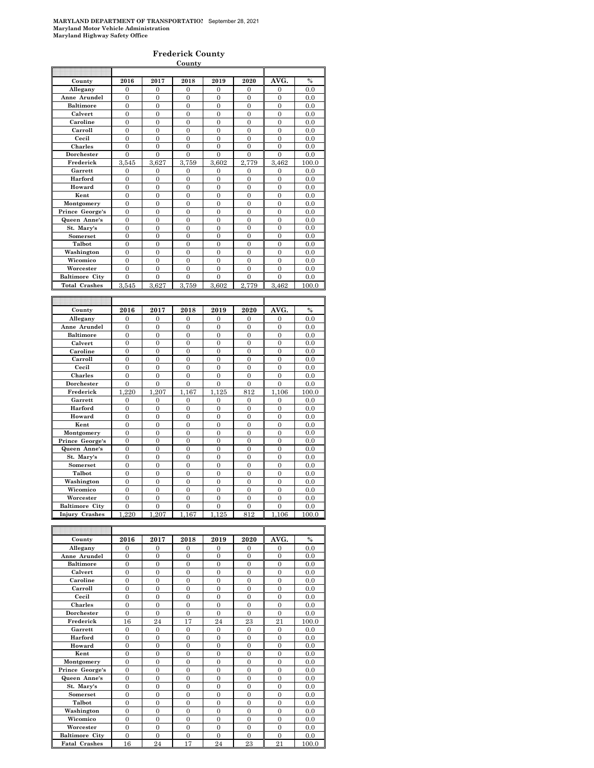**MARYLAND DEPARTMENT OF TRANSPORTATION** September 28, 2021
**Maryland Motor Vehicle Administration**
**Maryland Highway Safety Office**

## Frederick County

**County**

| County | 2016 | 2017 | 2018 | 2019 | 2020 | AVG. | % |
|---|---|---|---|---|---|---|---|
| Allegany | 0 | 0 | 0 | 0 | 0 | 0 | 0.0 |
| Anne Arundel | 0 | 0 | 0 | 0 | 0 | 0 | 0.0 |
| Baltimore | 0 | 0 | 0 | 0 | 0 | 0 | 0.0 |
| Calvert | 0 | 0 | 0 | 0 | 0 | 0 | 0.0 |
| Caroline | 0 | 0 | 0 | 0 | 0 | 0 | 0.0 |
| Carroll | 0 | 0 | 0 | 0 | 0 | 0 | 0.0 |
| Cecil | 0 | 0 | 0 | 0 | 0 | 0 | 0.0 |
| Charles | 0 | 0 | 0 | 0 | 0 | 0 | 0.0 |
| Dorchester | 0 | 0 | 0 | 0 | 0 | 0 | 0.0 |
| Frederick | 3,545 | 3,627 | 3,759 | 3,602 | 2,779 | 3,462 | 100.0 |
| Garrett | 0 | 0 | 0 | 0 | 0 | 0 | 0.0 |
| Harford | 0 | 0 | 0 | 0 | 0 | 0 | 0.0 |
| Howard | 0 | 0 | 0 | 0 | 0 | 0 | 0.0 |
| Kent | 0 | 0 | 0 | 0 | 0 | 0 | 0.0 |
| Montgomery | 0 | 0 | 0 | 0 | 0 | 0 | 0.0 |
| Prince George's | 0 | 0 | 0 | 0 | 0 | 0 | 0.0 |
| Queen Anne's | 0 | 0 | 0 | 0 | 0 | 0 | 0.0 |
| St. Mary's | 0 | 0 | 0 | 0 | 0 | 0 | 0.0 |
| Somerset | 0 | 0 | 0 | 0 | 0 | 0 | 0.0 |
| Talbot | 0 | 0 | 0 | 0 | 0 | 0 | 0.0 |
| Washington | 0 | 0 | 0 | 0 | 0 | 0 | 0.0 |
| Wicomico | 0 | 0 | 0 | 0 | 0 | 0 | 0.0 |
| Worcester | 0 | 0 | 0 | 0 | 0 | 0 | 0.0 |
| Baltimore City | 0 | 0 | 0 | 0 | 0 | 0 | 0.0 |
| Total Crashes | 3,545 | 3,627 | 3,759 | 3,602 | 2,779 | 3,462 | 100.0 |

| County | 2016 | 2017 | 2018 | 2019 | 2020 | AVG. | % |
|---|---|---|---|---|---|---|---|
| Allegany | 0 | 0 | 0 | 0 | 0 | 0 | 0.0 |
| Anne Arundel | 0 | 0 | 0 | 0 | 0 | 0 | 0.0 |
| Baltimore | 0 | 0 | 0 | 0 | 0 | 0 | 0.0 |
| Calvert | 0 | 0 | 0 | 0 | 0 | 0 | 0.0 |
| Caroline | 0 | 0 | 0 | 0 | 0 | 0 | 0.0 |
| Carroll | 0 | 0 | 0 | 0 | 0 | 0 | 0.0 |
| Cecil | 0 | 0 | 0 | 0 | 0 | 0 | 0.0 |
| Charles | 0 | 0 | 0 | 0 | 0 | 0 | 0.0 |
| Dorchester | 0 | 0 | 0 | 0 | 0 | 0 | 0.0 |
| Frederick | 1,220 | 1,207 | 1,167 | 1,125 | 812 | 1,106 | 100.0 |
| Garrett | 0 | 0 | 0 | 0 | 0 | 0 | 0.0 |
| Harford | 0 | 0 | 0 | 0 | 0 | 0 | 0.0 |
| Howard | 0 | 0 | 0 | 0 | 0 | 0 | 0.0 |
| Kent | 0 | 0 | 0 | 0 | 0 | 0 | 0.0 |
| Montgomery | 0 | 0 | 0 | 0 | 0 | 0 | 0.0 |
| Prince George's | 0 | 0 | 0 | 0 | 0 | 0 | 0.0 |
| Queen Anne's | 0 | 0 | 0 | 0 | 0 | 0 | 0.0 |
| St. Mary's | 0 | 0 | 0 | 0 | 0 | 0 | 0.0 |
| Somerset | 0 | 0 | 0 | 0 | 0 | 0 | 0.0 |
| Talbot | 0 | 0 | 0 | 0 | 0 | 0 | 0.0 |
| Washington | 0 | 0 | 0 | 0 | 0 | 0 | 0.0 |
| Wicomico | 0 | 0 | 0 | 0 | 0 | 0 | 0.0 |
| Worcester | 0 | 0 | 0 | 0 | 0 | 0 | 0.0 |
| Baltimore City | 0 | 0 | 0 | 0 | 0 | 0 | 0.0 |
| Injury Crashes | 1,220 | 1,207 | 1,167 | 1,125 | 812 | 1,106 | 100.0 |

| County | 2016 | 2017 | 2018 | 2019 | 2020 | AVG. | % |
|---|---|---|---|---|---|---|---|
| Allegany | 0 | 0 | 0 | 0 | 0 | 0 | 0.0 |
| Anne Arundel | 0 | 0 | 0 | 0 | 0 | 0 | 0.0 |
| Baltimore | 0 | 0 | 0 | 0 | 0 | 0 | 0.0 |
| Calvert | 0 | 0 | 0 | 0 | 0 | 0 | 0.0 |
| Caroline | 0 | 0 | 0 | 0 | 0 | 0 | 0.0 |
| Carroll | 0 | 0 | 0 | 0 | 0 | 0 | 0.0 |
| Cecil | 0 | 0 | 0 | 0 | 0 | 0 | 0.0 |
| Charles | 0 | 0 | 0 | 0 | 0 | 0 | 0.0 |
| Dorchester | 0 | 0 | 0 | 0 | 0 | 0 | 0.0 |
| Frederick | 16 | 24 | 17 | 24 | 23 | 21 | 100.0 |
| Garrett | 0 | 0 | 0 | 0 | 0 | 0 | 0.0 |
| Harford | 0 | 0 | 0 | 0 | 0 | 0 | 0.0 |
| Howard | 0 | 0 | 0 | 0 | 0 | 0 | 0.0 |
| Kent | 0 | 0 | 0 | 0 | 0 | 0 | 0.0 |
| Montgomery | 0 | 0 | 0 | 0 | 0 | 0 | 0.0 |
| Prince George's | 0 | 0 | 0 | 0 | 0 | 0 | 0.0 |
| Queen Anne's | 0 | 0 | 0 | 0 | 0 | 0 | 0.0 |
| St. Mary's | 0 | 0 | 0 | 0 | 0 | 0 | 0.0 |
| Somerset | 0 | 0 | 0 | 0 | 0 | 0 | 0.0 |
| Talbot | 0 | 0 | 0 | 0 | 0 | 0 | 0.0 |
| Washington | 0 | 0 | 0 | 0 | 0 | 0 | 0.0 |
| Wicomico | 0 | 0 | 0 | 0 | 0 | 0 | 0.0 |
| Worcester | 0 | 0 | 0 | 0 | 0 | 0 | 0.0 |
| Baltimore City | 0 | 0 | 0 | 0 | 0 | 0 | 0.0 |
| Fatal Crashes | 16 | 24 | 17 | 24 | 23 | 21 | 100.0 |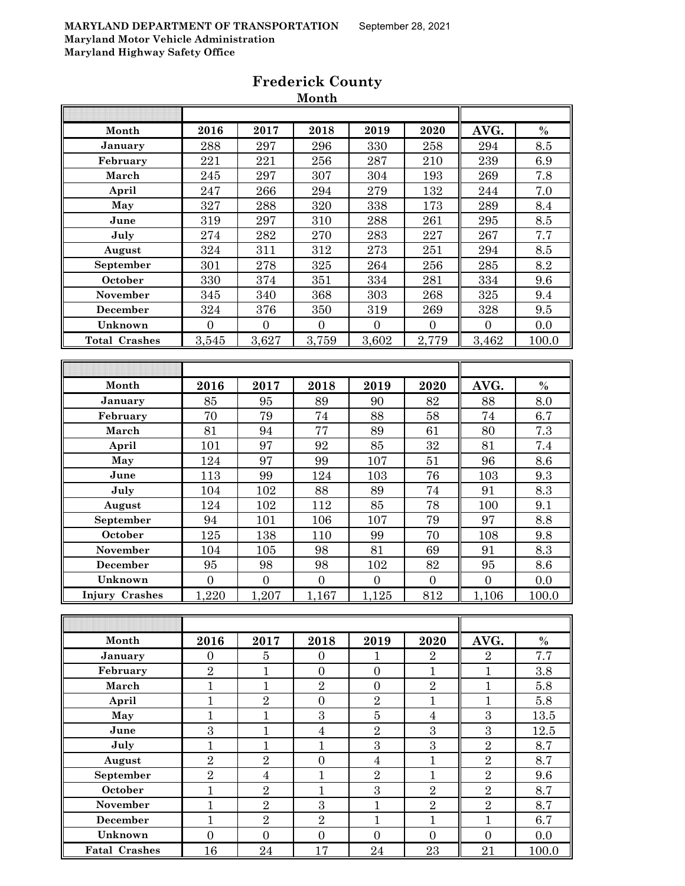**MARYLAND DEPARTMENT OF TRANSPORTATION** September 28, 2021
**Maryland Motor Vehicle Administration**
**Maryland Highway Safety Office**

# Frederick County

## Month

| Month | 2016 | 2017 | 2018 | 2019 | 2020 | AVG. | % |
|---|---|---|---|---|---|---|---|
| January | 288 | 297 | 296 | 330 | 258 | 294 | 8.5 |
| February | 221 | 221 | 256 | 287 | 210 | 239 | 6.9 |
| March | 245 | 297 | 307 | 304 | 193 | 269 | 7.8 |
| April | 247 | 266 | 294 | 279 | 132 | 244 | 7.0 |
| May | 327 | 288 | 320 | 338 | 173 | 289 | 8.4 |
| June | 319 | 297 | 310 | 288 | 261 | 295 | 8.5 |
| July | 274 | 282 | 270 | 283 | 227 | 267 | 7.7 |
| August | 324 | 311 | 312 | 273 | 251 | 294 | 8.5 |
| September | 301 | 278 | 325 | 264 | 256 | 285 | 8.2 |
| October | 330 | 374 | 351 | 334 | 281 | 334 | 9.6 |
| November | 345 | 340 | 368 | 303 | 268 | 325 | 9.4 |
| December | 324 | 376 | 350 | 319 | 269 | 328 | 9.5 |
| Unknown | 0 | 0 | 0 | 0 | 0 | 0 | 0.0 |
| Total Crashes | 3,545 | 3,627 | 3,759 | 3,602 | 2,779 | 3,462 | 100.0 |

| Month | 2016 | 2017 | 2018 | 2019 | 2020 | AVG. | % |
|---|---|---|---|---|---|---|---|
| January | 85 | 95 | 89 | 90 | 82 | 88 | 8.0 |
| February | 70 | 79 | 74 | 88 | 58 | 74 | 6.7 |
| March | 81 | 94 | 77 | 89 | 61 | 80 | 7.3 |
| April | 101 | 97 | 92 | 85 | 32 | 81 | 7.4 |
| May | 124 | 97 | 99 | 107 | 51 | 96 | 8.6 |
| June | 113 | 99 | 124 | 103 | 76 | 103 | 9.3 |
| July | 104 | 102 | 88 | 89 | 74 | 91 | 8.3 |
| August | 124 | 102 | 112 | 85 | 78 | 100 | 9.1 |
| September | 94 | 101 | 106 | 107 | 79 | 97 | 8.8 |
| October | 125 | 138 | 110 | 99 | 70 | 108 | 9.8 |
| November | 104 | 105 | 98 | 81 | 69 | 91 | 8.3 |
| December | 95 | 98 | 98 | 102 | 82 | 95 | 8.6 |
| Unknown | 0 | 0 | 0 | 0 | 0 | 0 | 0.0 |
| Injury Crashes | 1,220 | 1,207 | 1,167 | 1,125 | 812 | 1,106 | 100.0 |

| Month | 2016 | 2017 | 2018 | 2019 | 2020 | AVG. | % |
|---|---|---|---|---|---|---|---|
| January | 0 | 5 | 0 | 1 | 2 | 2 | 7.7 |
| February | 2 | 1 | 0 | 0 | 1 | 1 | 3.8 |
| March | 1 | 1 | 2 | 0 | 2 | 1 | 5.8 |
| April | 1 | 2 | 0 | 2 | 1 | 1 | 5.8 |
| May | 1 | 1 | 3 | 5 | 4 | 3 | 13.5 |
| June | 3 | 1 | 4 | 2 | 3 | 3 | 12.5 |
| July | 1 | 1 | 1 | 3 | 3 | 2 | 8.7 |
| August | 2 | 2 | 0 | 4 | 1 | 2 | 8.7 |
| September | 2 | 4 | 1 | 2 | 1 | 2 | 9.6 |
| October | 1 | 2 | 1 | 3 | 2 | 2 | 8.7 |
| November | 1 | 2 | 3 | 1 | 2 | 2 | 8.7 |
| December | 1 | 2 | 2 | 1 | 1 | 1 | 6.7 |
| Unknown | 0 | 0 | 0 | 0 | 0 | 0 | 0.0 |
| Fatal Crashes | 16 | 24 | 17 | 24 | 23 | 21 | 100.0 |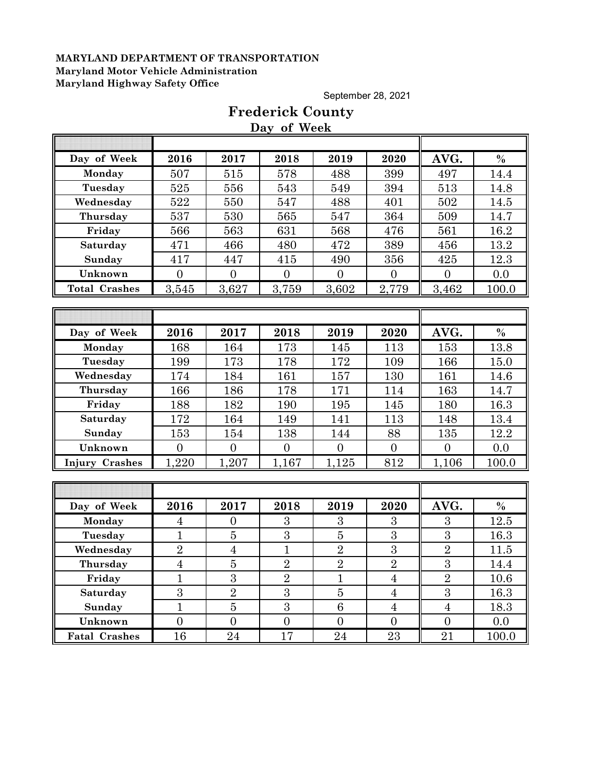**MARYLAND DEPARTMENT OF TRANSPORTATION**
**Maryland Motor Vehicle Administration**
**Maryland Highway Safety Office**

September 28, 2021

# Frederick County

## Day of Week

| Day of Week | 2016 | 2017 | 2018 | 2019 | 2020 | AVG. | % |
|---|---|---|---|---|---|---|---|
| Monday | 507 | 515 | 578 | 488 | 399 | 497 | 14.4 |
| Tuesday | 525 | 556 | 543 | 549 | 394 | 513 | 14.8 |
| Wednesday | 522 | 550 | 547 | 488 | 401 | 502 | 14.5 |
| Thursday | 537 | 530 | 565 | 547 | 364 | 509 | 14.7 |
| Friday | 566 | 563 | 631 | 568 | 476 | 561 | 16.2 |
| Saturday | 471 | 466 | 480 | 472 | 389 | 456 | 13.2 |
| Sunday | 417 | 447 | 415 | 490 | 356 | 425 | 12.3 |
| Unknown | 0 | 0 | 0 | 0 | 0 | 0 | 0.0 |
| Total Crashes | 3,545 | 3,627 | 3,759 | 3,602 | 2,779 | 3,462 | 100.0 |

| Day of Week | 2016 | 2017 | 2018 | 2019 | 2020 | AVG. | % |
|---|---|---|---|---|---|---|---|
| Monday | 168 | 164 | 173 | 145 | 113 | 153 | 13.8 |
| Tuesday | 199 | 173 | 178 | 172 | 109 | 166 | 15.0 |
| Wednesday | 174 | 184 | 161 | 157 | 130 | 161 | 14.6 |
| Thursday | 166 | 186 | 178 | 171 | 114 | 163 | 14.7 |
| Friday | 188 | 182 | 190 | 195 | 145 | 180 | 16.3 |
| Saturday | 172 | 164 | 149 | 141 | 113 | 148 | 13.4 |
| Sunday | 153 | 154 | 138 | 144 | 88 | 135 | 12.2 |
| Unknown | 0 | 0 | 0 | 0 | 0 | 0 | 0.0 |
| Injury Crashes | 1,220 | 1,207 | 1,167 | 1,125 | 812 | 1,106 | 100.0 |

| Day of Week | 2016 | 2017 | 2018 | 2019 | 2020 | AVG. | % |
|---|---|---|---|---|---|---|---|
| Monday | 4 | 0 | 3 | 3 | 3 | 3 | 12.5 |
| Tuesday | 1 | 5 | 3 | 5 | 3 | 3 | 16.3 |
| Wednesday | 2 | 4 | 1 | 2 | 3 | 2 | 11.5 |
| Thursday | 4 | 5 | 2 | 2 | 2 | 3 | 14.4 |
| Friday | 1 | 3 | 2 | 1 | 4 | 2 | 10.6 |
| Saturday | 3 | 2 | 3 | 5 | 4 | 3 | 16.3 |
| Sunday | 1 | 5 | 3 | 6 | 4 | 4 | 18.3 |
| Unknown | 0 | 0 | 0 | 0 | 0 | 0 | 0.0 |
| Fatal Crashes | 16 | 24 | 17 | 24 | 23 | 21 | 100.0 |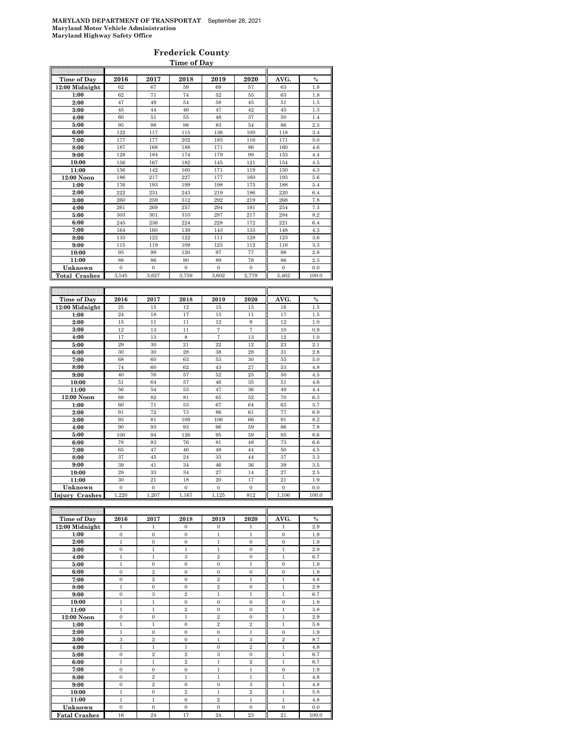**MARYLAND DEPARTMENT OF TRANSPORTATION** September 28, 2021
**Maryland Motor Vehicle Administration**
**Maryland Highway Safety Office**

# Frederick County

## Time of Day

| Time of Day | 2016 | 2017 | 2018 | 2019 | 2020 | AVG. | % |
|---|---|---|---|---|---|---|---|
| 12:00 Midnight | 62 | 67 | 59 | 69 | 57 | 63 | 1.8 |
| 1:00 | 62 | 71 | 74 | 52 | 55 | 63 | 1.8 |
| 2:00 | 47 | 49 | 54 | 58 | 45 | 51 | 1.5 |
| 3:00 | 45 | 44 | 46 | 47 | 42 | 45 | 1.3 |
| 4:00 | 60 | 51 | 55 | 48 | 37 | 50 | 1.4 |
| 5:00 | 95 | 98 | 98 | 83 | 54 | 86 | 2.5 |
| 6:00 | 122 | 117 | 115 | 136 | 100 | 118 | 3.4 |
| 7:00 | 177 | 177 | 202 | 185 | 116 | 171 | 5.0 |
| 8:00 | 187 | 168 | 188 | 171 | 86 | 160 | 4.6 |
| 9:00 | 128 | 184 | 174 | 179 | 99 | 153 | 4.4 |
| 10:00 | 156 | 167 | 182 | 145 | 121 | 154 | 4.5 |
| 11:00 | 156 | 142 | 160 | 171 | 119 | 150 | 4.3 |
| 12:00 Noon | 186 | 217 | 227 | 177 | 160 | 193 | 5.6 |
| 1:00 | 176 | 193 | 199 | 198 | 175 | 188 | 5.4 |
| 2:00 | 222 | 231 | 243 | 219 | 186 | 220 | 6.4 |
| 3:00 | 260 | 259 | 312 | 292 | 219 | 268 | 7.8 |
| 4:00 | 261 | 269 | 257 | 294 | 191 | 254 | 7.3 |
| 5:00 | 303 | 301 | 310 | 287 | 217 | 284 | 8.2 |
| 6:00 | 245 | 236 | 224 | 228 | 172 | 221 | 6.4 |
| 7:00 | 164 | 160 | 139 | 143 | 133 | 148 | 4.3 |
| 8:00 | 133 | 122 | 122 | 111 | 128 | 123 | 3.6 |
| 9:00 | 115 | 119 | 109 | 123 | 112 | 116 | 3.3 |
| 10:00 | 95 | 99 | 120 | 97 | 77 | 98 | 2.8 |
| 11:00 | 88 | 86 | 90 | 89 | 78 | 86 | 2.5 |
| Unknown | 0 | 0 | 0 | 0 | 0 | 0 | 0.0 |
| **Total Crashes** | 3,545 | 3,627 | 3,759 | 3,602 | 2,779 | 3,462 | 100.0 |

| Time of Day | 2016 | 2017 | 2018 | 2019 | 2020 | AVG. | % |
|---|---|---|---|---|---|---|---|
| 12:00 Midnight | 25 | 15 | 12 | 15 | 15 | 16 | 1.5 |
| 1:00 | 24 | 18 | 17 | 13 | 11 | 17 | 1.5 |
| 2:00 | 15 | 11 | 11 | 12 | 9 | 12 | 1.0 |
| 3:00 | 12 | 13 | 11 | 7 | 7 | 10 | 0.9 |
| 4:00 | 17 | 13 | 8 | 7 | 13 | 12 | 1.0 |
| 5:00 | 29 | 30 | 21 | 22 | 12 | 23 | 2.1 |
| 6:00 | 30 | 30 | 28 | 38 | 28 | 31 | 2.8 |
| 7:00 | 68 | 60 | 63 | 53 | 30 | 55 | 5.0 |
| 8:00 | 74 | 60 | 62 | 43 | 27 | 53 | 4.8 |
| 9:00 | 40 | 76 | 57 | 52 | 25 | 50 | 4.5 |
| 10:00 | 51 | 64 | 57 | 46 | 35 | 51 | 4.6 |
| 11:00 | 56 | 54 | 53 | 47 | 36 | 49 | 4.4 |
| 12:00 Noon | 68 | 82 | 81 | 65 | 52 | 70 | 6.3 |
| 1:00 | 60 | 71 | 53 | 67 | 64 | 63 | 5.7 |
| 2:00 | 91 | 72 | 73 | 86 | 61 | 77 | 6.9 |
| 3:00 | 93 | 81 | 109 | 106 | 66 | 91 | 8.2 |
| 4:00 | 90 | 93 | 93 | 96 | 59 | 86 | 7.8 |
| 5:00 | 100 | 94 | 126 | 95 | 59 | 95 | 8.6 |
| 6:00 | 78 | 83 | 76 | 81 | 48 | 73 | 6.6 |
| 7:00 | 65 | 47 | 46 | 48 | 44 | 50 | 4.5 |
| 8:00 | 37 | 45 | 24 | 33 | 44 | 37 | 3.3 |
| 9:00 | 39 | 41 | 34 | 46 | 36 | 39 | 3.5 |
| 10:00 | 28 | 33 | 34 | 27 | 14 | 27 | 2.5 |
| 11:00 | 30 | 21 | 18 | 20 | 17 | 21 | 1.9 |
| Unknown | 0 | 0 | 0 | 0 | 0 | 0 | 0.0 |
| **Injury Crashes** | 1,220 | 1,207 | 1,167 | 1,125 | 812 | 1,106 | 100.0 |

| Time of Day | 2016 | 2017 | 2018 | 2019 | 2020 | AVG. | % |
|---|---|---|---|---|---|---|---|
| 12:00 Midnight | 1 | 1 | 0 | 0 | 1 | 1 | 2.9 |
| 1:00 | 0 | 0 | 0 | 1 | 1 | 0 | 1.9 |
| 2:00 | 1 | 0 | 0 | 1 | 0 | 0 | 1.9 |
| 3:00 | 0 | 1 | 1 | 1 | 0 | 1 | 2.9 |
| 4:00 | 1 | 1 | 3 | 2 | 0 | 1 | 6.7 |
| 5:00 | 1 | 0 | 0 | 0 | 1 | 0 | 1.9 |
| 6:00 | 0 | 2 | 0 | 0 | 0 | 0 | 1.9 |
| 7:00 | 0 | 2 | 0 | 2 | 1 | 1 | 4.8 |
| 8:00 | 1 | 0 | 0 | 2 | 0 | 1 | 2.9 |
| 9:00 | 0 | 3 | 2 | 1 | 1 | 1 | 6.7 |
| 10:00 | 1 | 1 | 0 | 0 | 0 | 0 | 1.9 |
| 11:00 | 1 | 1 | 2 | 0 | 0 | 1 | 3.8 |
| 12:00 Noon | 0 | 0 | 1 | 2 | 0 | 1 | 2.9 |
| 1:00 | 1 | 1 | 0 | 2 | 2 | 1 | 5.8 |
| 2:00 | 1 | 0 | 0 | 0 | 1 | 0 | 1.9 |
| 3:00 | 3 | 2 | 0 | 1 | 3 | 2 | 8.7 |
| 4:00 | 1 | 1 | 1 | 0 | 2 | 1 | 4.8 |
| 5:00 | 0 | 2 | 2 | 3 | 0 | 1 | 6.7 |
| 6:00 | 1 | 1 | 2 | 1 | 2 | 1 | 6.7 |
| 7:00 | 0 | 0 | 0 | 1 | 1 | 0 | 1.9 |
| 8:00 | 0 | 2 | 1 | 1 | 1 | 1 | 4.8 |
| 9:00 | 0 | 2 | 0 | 0 | 3 | 1 | 4.8 |
| 10:00 | 1 | 0 | 2 | 1 | 2 | 1 | 5.8 |
| 11:00 | 1 | 1 | 0 | 2 | 1 | 1 | 4.8 |
| Unknown | 0 | 0 | 0 | 0 | 0 | 0 | 0.0 |
| **Fatal Crashes** | 16 | 24 | 17 | 24 | 23 | 21 | 100.0 |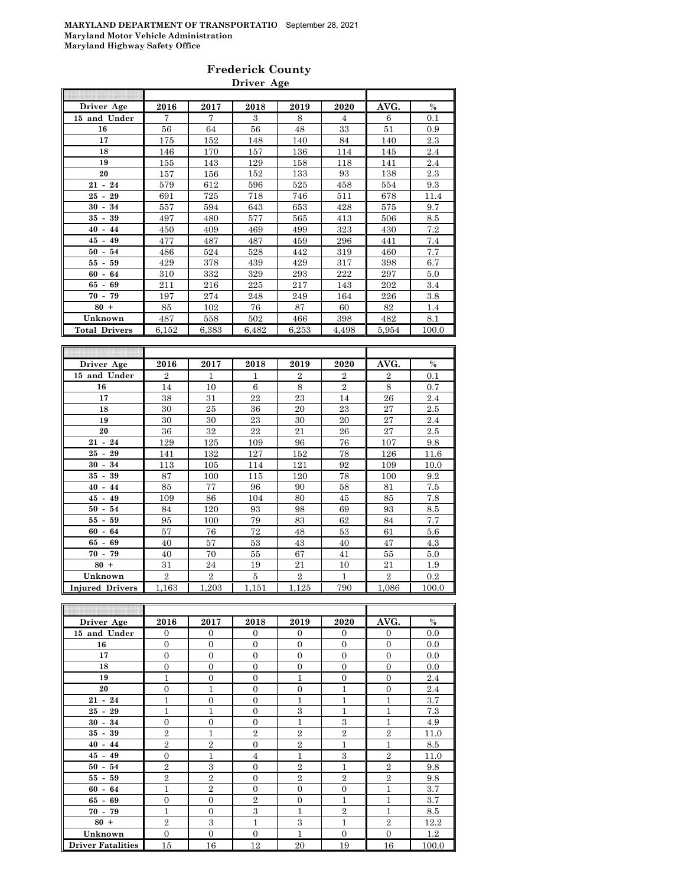MARYLAND DEPARTMENT OF TRANSPORTATIO September 28, 2021
Maryland Motor Vehicle Administration
Maryland Highway Safety Office

## Frederick County

### Driver Age

| Driver Age | 2016 | 2017 | 2018 | 2019 | 2020 | AVG. | % |
|---|---|---|---|---|---|---|---|
| 15 and Under | 7 | 7 | 3 | 8 | 4 | 6 | 0.1 |
| 16 | 56 | 64 | 56 | 48 | 33 | 51 | 0.9 |
| 17 | 175 | 152 | 148 | 140 | 84 | 140 | 2.3 |
| 18 | 146 | 170 | 157 | 136 | 114 | 145 | 2.4 |
| 19 | 155 | 143 | 129 | 158 | 118 | 141 | 2.4 |
| 20 | 157 | 156 | 152 | 133 | 93 | 138 | 2.3 |
| 21 - 24 | 579 | 612 | 596 | 525 | 458 | 554 | 9.3 |
| 25 - 29 | 691 | 725 | 718 | 746 | 511 | 678 | 11.4 |
| 30 - 34 | 557 | 594 | 643 | 653 | 428 | 575 | 9.7 |
| 35 - 39 | 497 | 480 | 577 | 565 | 413 | 506 | 8.5 |
| 40 - 44 | 450 | 409 | 469 | 499 | 323 | 430 | 7.2 |
| 45 - 49 | 477 | 487 | 487 | 459 | 296 | 441 | 7.4 |
| 50 - 54 | 486 | 524 | 528 | 442 | 319 | 460 | 7.7 |
| 55 - 59 | 429 | 378 | 439 | 429 | 317 | 398 | 6.7 |
| 60 - 64 | 310 | 332 | 329 | 293 | 222 | 297 | 5.0 |
| 65 - 69 | 211 | 216 | 225 | 217 | 143 | 202 | 3.4 |
| 70 - 79 | 197 | 274 | 248 | 249 | 164 | 226 | 3.8 |
| 80 + | 85 | 102 | 76 | 87 | 60 | 82 | 1.4 |
| Unknown | 487 | 558 | 502 | 466 | 398 | 482 | 8.1 |
| Total Drivers | 6,152 | 6,383 | 6,482 | 6,253 | 4,498 | 5,954 | 100.0 |

| Driver Age | 2016 | 2017 | 2018 | 2019 | 2020 | AVG. | % |
|---|---|---|---|---|---|---|---|
| 15 and Under | 2 | 1 | 1 | 2 | 2 | 2 | 0.1 |
| 16 | 14 | 10 | 6 | 8 | 2 | 8 | 0.7 |
| 17 | 38 | 31 | 22 | 23 | 14 | 26 | 2.4 |
| 18 | 30 | 25 | 36 | 20 | 23 | 27 | 2.5 |
| 19 | 30 | 30 | 23 | 30 | 20 | 27 | 2.4 |
| 20 | 36 | 32 | 22 | 21 | 26 | 27 | 2.5 |
| 21 - 24 | 129 | 125 | 109 | 96 | 76 | 107 | 9.8 |
| 25 - 29 | 141 | 132 | 127 | 152 | 78 | 126 | 11.6 |
| 30 - 34 | 113 | 105 | 114 | 121 | 92 | 109 | 10.0 |
| 35 - 39 | 87 | 100 | 115 | 120 | 78 | 100 | 9.2 |
| 40 - 44 | 85 | 77 | 96 | 90 | 58 | 81 | 7.5 |
| 45 - 49 | 109 | 86 | 104 | 80 | 45 | 85 | 7.8 |
| 50 - 54 | 84 | 120 | 93 | 98 | 69 | 93 | 8.5 |
| 55 - 59 | 95 | 100 | 79 | 83 | 62 | 84 | 7.7 |
| 60 - 64 | 57 | 76 | 72 | 48 | 53 | 61 | 5.6 |
| 65 - 69 | 40 | 57 | 53 | 43 | 40 | 47 | 4.3 |
| 70 - 79 | 40 | 70 | 55 | 67 | 41 | 55 | 5.0 |
| 80 + | 31 | 24 | 19 | 21 | 10 | 21 | 1.9 |
| Unknown | 2 | 2 | 5 | 2 | 1 | 2 | 0.2 |
| Injured Drivers | 1,163 | 1,203 | 1,151 | 1,125 | 790 | 1,086 | 100.0 |

| Driver Age | 2016 | 2017 | 2018 | 2019 | 2020 | AVG. | % |
|---|---|---|---|---|---|---|---|
| 15 and Under | 0 | 0 | 0 | 0 | 0 | 0 | 0.0 |
| 16 | 0 | 0 | 0 | 0 | 0 | 0 | 0.0 |
| 17 | 0 | 0 | 0 | 0 | 0 | 0 | 0.0 |
| 18 | 0 | 0 | 0 | 0 | 0 | 0 | 0.0 |
| 19 | 1 | 0 | 0 | 1 | 0 | 0 | 2.4 |
| 20 | 0 | 1 | 0 | 0 | 1 | 0 | 2.4 |
| 21 - 24 | 1 | 0 | 0 | 1 | 1 | 1 | 3.7 |
| 25 - 29 | 1 | 1 | 0 | 3 | 1 | 1 | 7.3 |
| 30 - 34 | 0 | 0 | 0 | 1 | 3 | 1 | 4.9 |
| 35 - 39 | 2 | 1 | 2 | 2 | 2 | 2 | 11.0 |
| 40 - 44 | 2 | 2 | 0 | 2 | 1 | 1 | 8.5 |
| 45 - 49 | 0 | 1 | 4 | 1 | 3 | 2 | 11.0 |
| 50 - 54 | 2 | 3 | 0 | 2 | 1 | 2 | 9.8 |
| 55 - 59 | 2 | 2 | 0 | 2 | 2 | 2 | 9.8 |
| 60 - 64 | 1 | 2 | 0 | 0 | 0 | 1 | 3.7 |
| 65 - 69 | 0 | 0 | 2 | 0 | 1 | 1 | 3.7 |
| 70 - 79 | 1 | 0 | 3 | 1 | 2 | 1 | 8.5 |
| 80 + | 2 | 3 | 1 | 3 | 1 | 2 | 12.2 |
| Unknown | 0 | 0 | 0 | 1 | 0 | 0 | 1.2 |
| Driver Fatalities | 15 | 16 | 12 | 20 | 19 | 16 | 100.0 |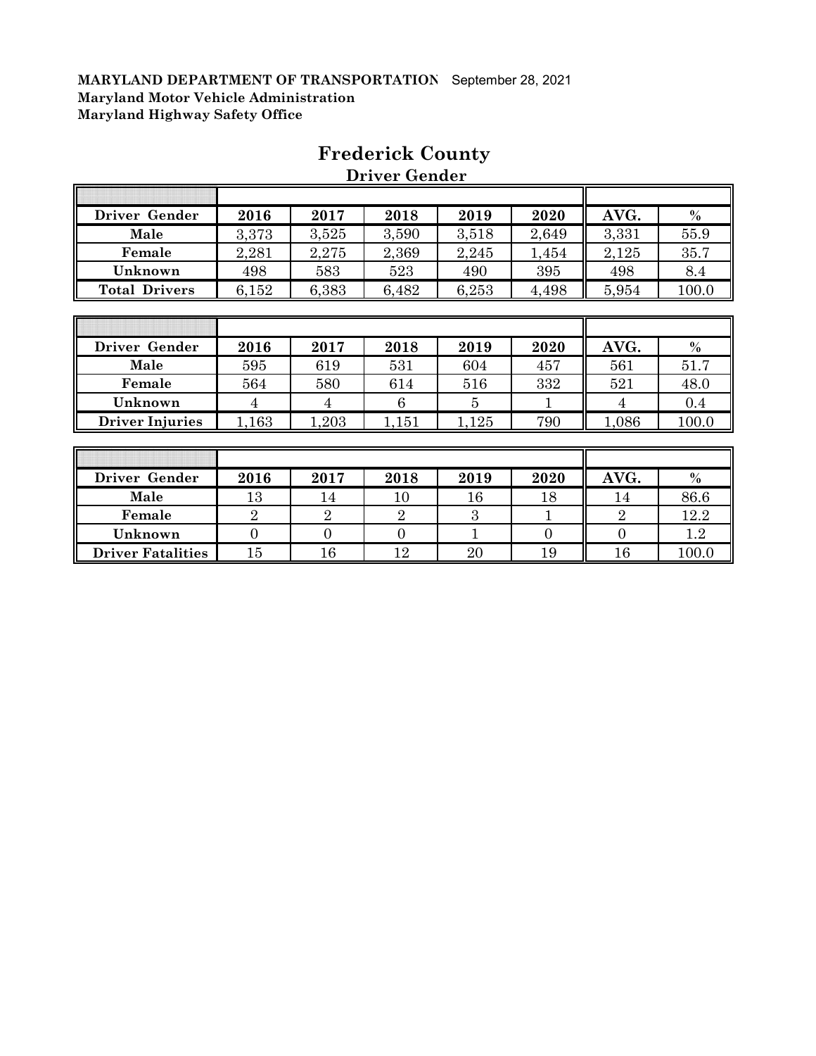**MARYLAND DEPARTMENT OF TRANSPORTATION** September 28, 2021
**Maryland Motor Vehicle Administration**
**Maryland Highway Safety Office**

# Frederick County

## Driver Gender

| Driver Gender | 2016 | 2017 | 2018 | 2019 | 2020 | AVG. | % |
|---|---|---|---|---|---|---|---|
| Male | 3,373 | 3,525 | 3,590 | 3,518 | 2,649 | 3,331 | 55.9 |
| Female | 2,281 | 2,275 | 2,369 | 2,245 | 1,454 | 2,125 | 35.7 |
| Unknown | 498 | 583 | 523 | 490 | 395 | 498 | 8.4 |
| Total Drivers | 6,152 | 6,383 | 6,482 | 6,253 | 4,498 | 5,954 | 100.0 |

| Driver Gender | 2016 | 2017 | 2018 | 2019 | 2020 | AVG. | % |
|---|---|---|---|---|---|---|---|
| Male | 595 | 619 | 531 | 604 | 457 | 561 | 51.7 |
| Female | 564 | 580 | 614 | 516 | 332 | 521 | 48.0 |
| Unknown | 4 | 4 | 6 | 5 | 1 | 4 | 0.4 |
| Driver Injuries | 1,163 | 1,203 | 1,151 | 1,125 | 790 | 1,086 | 100.0 |

| Driver Gender | 2016 | 2017 | 2018 | 2019 | 2020 | AVG. | % |
|---|---|---|---|---|---|---|---|
| Male | 13 | 14 | 10 | 16 | 18 | 14 | 86.6 |
| Female | 2 | 2 | 2 | 3 | 1 | 2 | 12.2 |
| Unknown | 0 | 0 | 0 | 1 | 0 | 0 | 1.2 |
| Driver Fatalities | 15 | 16 | 12 | 20 | 19 | 16 | 100.0 |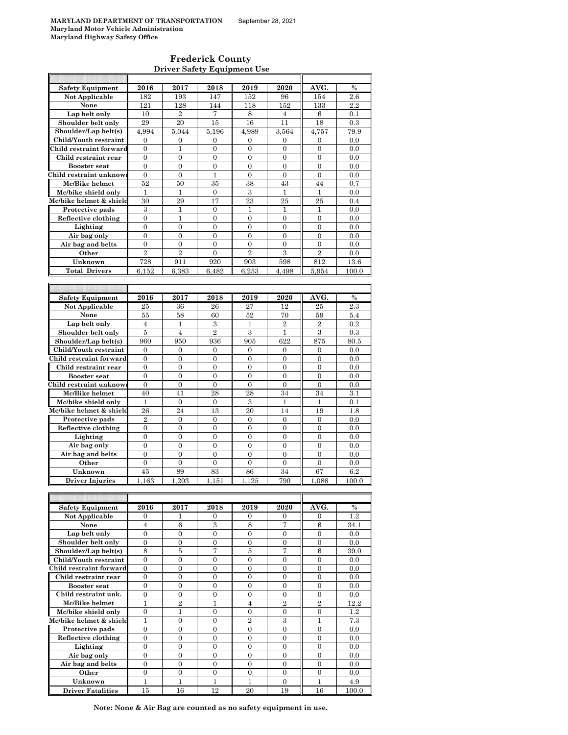**MARYLAND DEPARTMENT OF TRANSPORTATION** September 28, 2021
**Maryland Motor Vehicle Administration**
**Maryland Highway Safety Office**

## Frederick County

### Driver Safety Equipment Use

| Safety Equipment | 2016 | 2017 | 2018 | 2019 | 2020 | AVG. | % |
|---|---|---|---|---|---|---|---|
| Not Applicable | 182 | 193 | 147 | 152 | 96 | 154 | 2.6 |
| None | 121 | 128 | 144 | 118 | 152 | 133 | 2.2 |
| Lap belt only | 10 | 2 | 7 | 8 | 4 | 6 | 0.1 |
| Shoulder belt only | 29 | 20 | 15 | 16 | 11 | 18 | 0.3 |
| Shoulder/Lap belt(s) | 4,994 | 5,044 | 5,196 | 4,989 | 3,564 | 4,757 | 79.9 |
| Child/Youth restraint | 0 | 0 | 0 | 0 | 0 | 0 | 0.0 |
| Child restraint forward | 0 | 1 | 0 | 0 | 0 | 0 | 0.0 |
| Child restraint rear | 0 | 0 | 0 | 0 | 0 | 0 | 0.0 |
| Booster seat | 0 | 0 | 0 | 0 | 0 | 0 | 0.0 |
| Child restraint unknown | 0 | 0 | 1 | 0 | 0 | 0 | 0.0 |
| Mc/Bike helmet | 52 | 50 | 35 | 38 | 43 | 44 | 0.7 |
| Mc/bike shield only | 1 | 1 | 0 | 3 | 1 | 1 | 0.0 |
| Mc/bike helmet & shield | 30 | 29 | 17 | 23 | 25 | 25 | 0.4 |
| Protective pads | 3 | 1 | 0 | 1 | 1 | 1 | 0.0 |
| Reflective clothing | 0 | 1 | 0 | 0 | 0 | 0 | 0.0 |
| Lighting | 0 | 0 | 0 | 0 | 0 | 0 | 0.0 |
| Air bag only | 0 | 0 | 0 | 0 | 0 | 0 | 0.0 |
| Air bag and belts | 0 | 0 | 0 | 0 | 0 | 0 | 0.0 |
| Other | 2 | 2 | 0 | 2 | 3 | 2 | 0.0 |
| Unknown | 728 | 911 | 920 | 903 | 598 | 812 | 13.6 |
| Total Drivers | 6,152 | 6,383 | 6,482 | 6,253 | 4,498 | 5,954 | 100.0 |

| Safety Equipment | 2016 | 2017 | 2018 | 2019 | 2020 | AVG. | % |
|---|---|---|---|---|---|---|---|
| Not Applicable | 25 | 36 | 26 | 27 | 12 | 25 | 2.3 |
| None | 55 | 58 | 60 | 52 | 70 | 59 | 5.4 |
| Lap belt only | 4 | 1 | 3 | 1 | 2 | 2 | 0.2 |
| Shoulder belt only | 5 | 4 | 2 | 3 | 1 | 3 | 0.3 |
| Shoulder/Lap belt(s) | 960 | 950 | 936 | 905 | 622 | 875 | 80.5 |
| Child/Youth restraint | 0 | 0 | 0 | 0 | 0 | 0 | 0.0 |
| Child restraint forward | 0 | 0 | 0 | 0 | 0 | 0 | 0.0 |
| Child restraint rear | 0 | 0 | 0 | 0 | 0 | 0 | 0.0 |
| Booster seat | 0 | 0 | 0 | 0 | 0 | 0 | 0.0 |
| Child restraint unknown | 0 | 0 | 0 | 0 | 0 | 0 | 0.0 |
| Mc/Bike helmet | 40 | 41 | 28 | 28 | 34 | 34 | 3.1 |
| Mc/bike shield only | 1 | 0 | 0 | 3 | 1 | 1 | 0.1 |
| Mc/bike helmet & shield | 26 | 24 | 13 | 20 | 14 | 19 | 1.8 |
| Protective pads | 2 | 0 | 0 | 0 | 0 | 0 | 0.0 |
| Reflective clothing | 0 | 0 | 0 | 0 | 0 | 0 | 0.0 |
| Lighting | 0 | 0 | 0 | 0 | 0 | 0 | 0.0 |
| Air bag only | 0 | 0 | 0 | 0 | 0 | 0 | 0.0 |
| Air bag and belts | 0 | 0 | 0 | 0 | 0 | 0 | 0.0 |
| Other | 0 | 0 | 0 | 0 | 0 | 0 | 0.0 |
| Unknown | 45 | 89 | 83 | 86 | 34 | 67 | 6.2 |
| Driver Injuries | 1,163 | 1,203 | 1,151 | 1,125 | 790 | 1,086 | 100.0 |

| Safety Equipment | 2016 | 2017 | 2018 | 2019 | 2020 | AVG. | % |
|---|---|---|---|---|---|---|---|
| Not Applicable | 0 | 1 | 0 | 0 | 0 | 0 | 1.2 |
| None | 4 | 6 | 3 | 8 | 7 | 6 | 34.1 |
| Lap belt only | 0 | 0 | 0 | 0 | 0 | 0 | 0.0 |
| Shoulder belt only | 0 | 0 | 0 | 0 | 0 | 0 | 0.0 |
| Shoulder/Lap belt(s) | 8 | 5 | 7 | 5 | 7 | 6 | 39.0 |
| Child/Youth restraint | 0 | 0 | 0 | 0 | 0 | 0 | 0.0 |
| Child restraint forward | 0 | 0 | 0 | 0 | 0 | 0 | 0.0 |
| Child restraint rear | 0 | 0 | 0 | 0 | 0 | 0 | 0.0 |
| Booster seat | 0 | 0 | 0 | 0 | 0 | 0 | 0.0 |
| Child restraint unk. | 0 | 0 | 0 | 0 | 0 | 0 | 0.0 |
| Mc/Bike helmet | 1 | 2 | 1 | 4 | 2 | 2 | 12.2 |
| Mc/bike shield only | 0 | 1 | 0 | 0 | 0 | 0 | 1.2 |
| Mc/bike helmet & shield | 1 | 0 | 0 | 2 | 3 | 1 | 7.3 |
| Protective pads | 0 | 0 | 0 | 0 | 0 | 0 | 0.0 |
| Reflective clothing | 0 | 0 | 0 | 0 | 0 | 0 | 0.0 |
| Lighting | 0 | 0 | 0 | 0 | 0 | 0 | 0.0 |
| Air bag only | 0 | 0 | 0 | 0 | 0 | 0 | 0.0 |
| Air bag and belts | 0 | 0 | 0 | 0 | 0 | 0 | 0.0 |
| Other | 0 | 0 | 0 | 0 | 0 | 0 | 0.0 |
| Unknown | 1 | 1 | 1 | 1 | 0 | 1 | 4.9 |
| Driver Fatalities | 15 | 16 | 12 | 20 | 19 | 16 | 100.0 |

**Note: None & Air Bag are counted as no safety equipment in use.**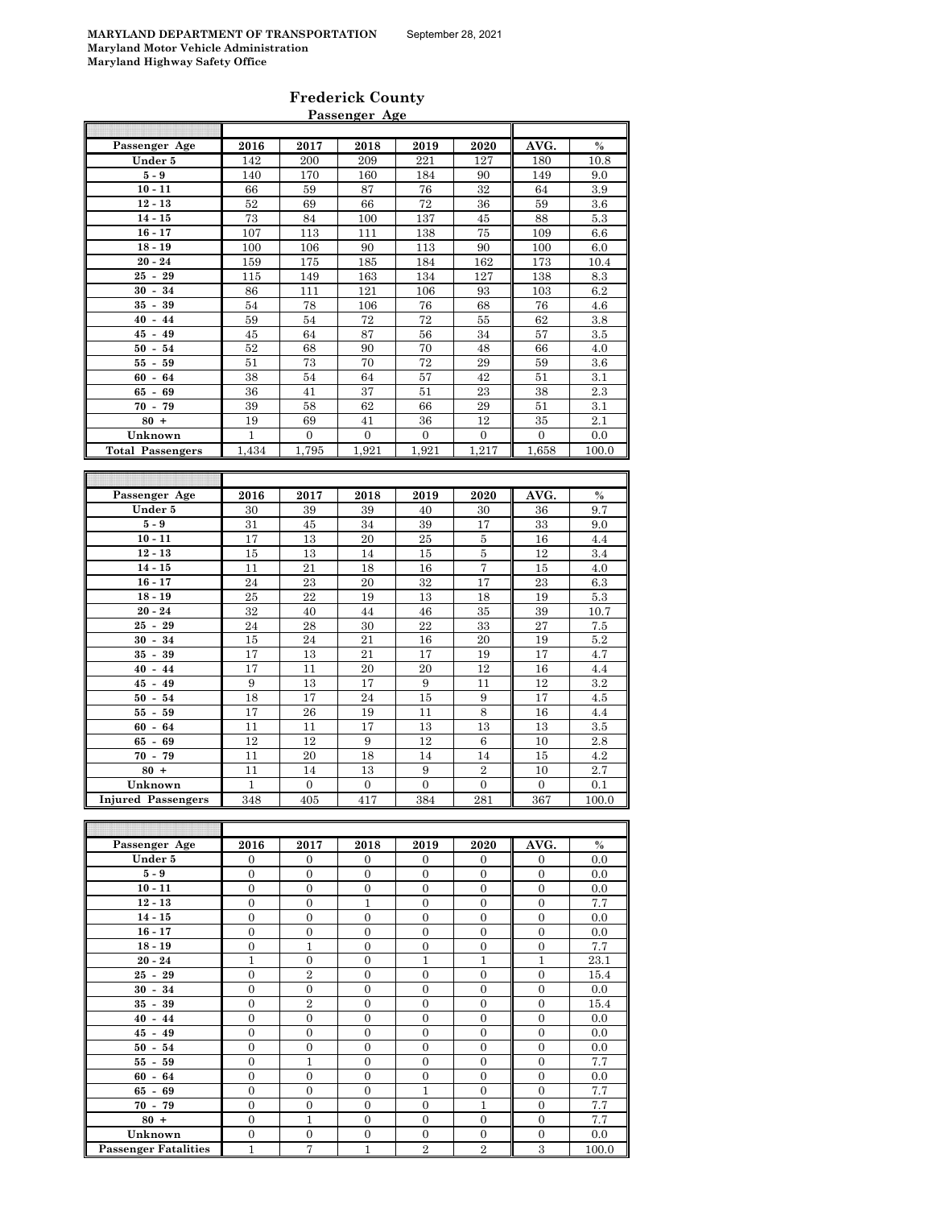**MARYLAND DEPARTMENT OF TRANSPORTATION** September 28, 2021
**Maryland Motor Vehicle Administration**
**Maryland Highway Safety Office**

# Frederick County

## Passenger Age

| Passenger Age | 2016 | 2017 | 2018 | 2019 | 2020 | AVG. | % |
|---|---|---|---|---|---|---|---|
| Under 5 | 142 | 200 | 209 | 221 | 127 | 180 | 10.8 |
| 5 - 9 | 140 | 170 | 160 | 184 | 90 | 149 | 9.0 |
| 10 - 11 | 66 | 59 | 87 | 76 | 32 | 64 | 3.9 |
| 12 - 13 | 52 | 69 | 66 | 72 | 36 | 59 | 3.6 |
| 14 - 15 | 73 | 84 | 100 | 137 | 45 | 88 | 5.3 |
| 16 - 17 | 107 | 113 | 111 | 138 | 75 | 109 | 6.6 |
| 18 - 19 | 100 | 106 | 90 | 113 | 90 | 100 | 6.0 |
| 20 - 24 | 159 | 175 | 185 | 184 | 162 | 173 | 10.4 |
| 25 - 29 | 115 | 149 | 163 | 134 | 127 | 138 | 8.3 |
| 30 - 34 | 86 | 111 | 121 | 106 | 93 | 103 | 6.2 |
| 35 - 39 | 54 | 78 | 106 | 76 | 68 | 76 | 4.6 |
| 40 - 44 | 59 | 54 | 72 | 72 | 55 | 62 | 3.8 |
| 45 - 49 | 45 | 64 | 87 | 56 | 34 | 57 | 3.5 |
| 50 - 54 | 52 | 68 | 90 | 70 | 48 | 66 | 4.0 |
| 55 - 59 | 51 | 73 | 70 | 72 | 29 | 59 | 3.6 |
| 60 - 64 | 38 | 54 | 64 | 57 | 42 | 51 | 3.1 |
| 65 - 69 | 36 | 41 | 37 | 51 | 23 | 38 | 2.3 |
| 70 - 79 | 39 | 58 | 62 | 66 | 29 | 51 | 3.1 |
| 80 + | 19 | 69 | 41 | 36 | 12 | 35 | 2.1 |
| Unknown | 1 | 0 | 0 | 0 | 0 | 0 | 0.0 |
| Total Passengers | 1,434 | 1,795 | 1,921 | 1,921 | 1,217 | 1,658 | 100.0 |

| Passenger Age | 2016 | 2017 | 2018 | 2019 | 2020 | AVG. | % |
|---|---|---|---|---|---|---|---|
| Under 5 | 30 | 39 | 39 | 40 | 30 | 36 | 9.7 |
| 5 - 9 | 31 | 45 | 34 | 39 | 17 | 33 | 9.0 |
| 10 - 11 | 17 | 13 | 20 | 25 | 5 | 16 | 4.4 |
| 12 - 13 | 15 | 13 | 14 | 15 | 5 | 12 | 3.4 |
| 14 - 15 | 11 | 21 | 18 | 16 | 7 | 15 | 4.0 |
| 16 - 17 | 24 | 23 | 20 | 32 | 17 | 23 | 6.3 |
| 18 - 19 | 25 | 22 | 19 | 13 | 18 | 19 | 5.3 |
| 20 - 24 | 32 | 40 | 44 | 46 | 35 | 39 | 10.7 |
| 25 - 29 | 24 | 28 | 30 | 22 | 33 | 27 | 7.5 |
| 30 - 34 | 15 | 24 | 21 | 16 | 20 | 19 | 5.2 |
| 35 - 39 | 17 | 13 | 21 | 17 | 19 | 17 | 4.7 |
| 40 - 44 | 17 | 11 | 20 | 20 | 12 | 16 | 4.4 |
| 45 - 49 | 9 | 13 | 17 | 9 | 11 | 12 | 3.2 |
| 50 - 54 | 18 | 17 | 24 | 15 | 9 | 17 | 4.5 |
| 55 - 59 | 17 | 26 | 19 | 11 | 8 | 16 | 4.4 |
| 60 - 64 | 11 | 11 | 17 | 13 | 13 | 13 | 3.5 |
| 65 - 69 | 12 | 12 | 9 | 12 | 6 | 10 | 2.8 |
| 70 - 79 | 11 | 20 | 18 | 14 | 14 | 15 | 4.2 |
| 80 + | 11 | 14 | 13 | 9 | 2 | 10 | 2.7 |
| Unknown | 1 | 0 | 0 | 0 | 0 | 0 | 0.1 |
| Injured Passengers | 348 | 405 | 417 | 384 | 281 | 367 | 100.0 |

| Passenger Age | 2016 | 2017 | 2018 | 2019 | 2020 | AVG. | % |
|---|---|---|---|---|---|---|---|
| Under 5 | 0 | 0 | 0 | 0 | 0 | 0 | 0.0 |
| 5 - 9 | 0 | 0 | 0 | 0 | 0 | 0 | 0.0 |
| 10 - 11 | 0 | 0 | 0 | 0 | 0 | 0 | 0.0 |
| 12 - 13 | 0 | 0 | 1 | 0 | 0 | 0 | 7.7 |
| 14 - 15 | 0 | 0 | 0 | 0 | 0 | 0 | 0.0 |
| 16 - 17 | 0 | 0 | 0 | 0 | 0 | 0 | 0.0 |
| 18 - 19 | 0 | 1 | 0 | 0 | 0 | 0 | 7.7 |
| 20 - 24 | 1 | 0 | 0 | 1 | 1 | 1 | 23.1 |
| 25 - 29 | 0 | 2 | 0 | 0 | 0 | 0 | 15.4 |
| 30 - 34 | 0 | 0 | 0 | 0 | 0 | 0 | 0.0 |
| 35 - 39 | 0 | 2 | 0 | 0 | 0 | 0 | 15.4 |
| 40 - 44 | 0 | 0 | 0 | 0 | 0 | 0 | 0.0 |
| 45 - 49 | 0 | 0 | 0 | 0 | 0 | 0 | 0.0 |
| 50 - 54 | 0 | 0 | 0 | 0 | 0 | 0 | 0.0 |
| 55 - 59 | 0 | 1 | 0 | 0 | 0 | 0 | 7.7 |
| 60 - 64 | 0 | 0 | 0 | 0 | 0 | 0 | 0.0 |
| 65 - 69 | 0 | 0 | 0 | 1 | 0 | 0 | 7.7 |
| 70 - 79 | 0 | 0 | 0 | 0 | 1 | 0 | 7.7 |
| 80 + | 0 | 1 | 0 | 0 | 0 | 0 | 7.7 |
| Unknown | 0 | 0 | 0 | 0 | 0 | 0 | 0.0 |
| Passenger Fatalities | 1 | 7 | 1 | 2 | 2 | 3 | 100.0 |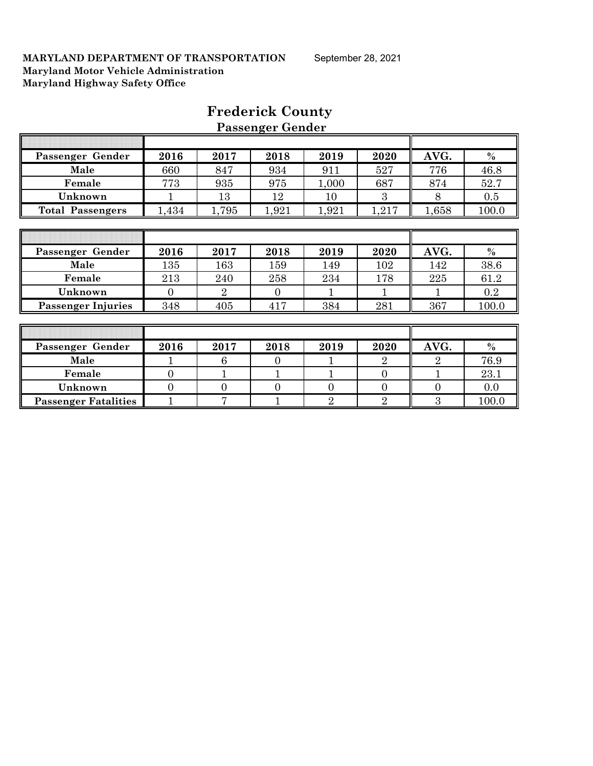**MARYLAND DEPARTMENT OF TRANSPORTATION** September 28, 2021
**Maryland Motor Vehicle Administration**
**Maryland Highway Safety Office**

# Frederick County

## Passenger Gender

| Passenger Gender | 2016 | 2017 | 2018 | 2019 | 2020 | AVG. | % |
|---|---|---|---|---|---|---|---|
| Male | 660 | 847 | 934 | 911 | 527 | 776 | 46.8 |
| Female | 773 | 935 | 975 | 1,000 | 687 | 874 | 52.7 |
| Unknown | 1 | 13 | 12 | 10 | 3 | 8 | 0.5 |
| Total Passengers | 1,434 | 1,795 | 1,921 | 1,921 | 1,217 | 1,658 | 100.0 |

| Passenger Gender | 2016 | 2017 | 2018 | 2019 | 2020 | AVG. | % |
|---|---|---|---|---|---|---|---|
| Male | 135 | 163 | 159 | 149 | 102 | 142 | 38.6 |
| Female | 213 | 240 | 258 | 234 | 178 | 225 | 61.2 |
| Unknown | 0 | 2 | 0 | 1 | 1 | 1 | 0.2 |
| Passenger Injuries | 348 | 405 | 417 | 384 | 281 | 367 | 100.0 |

| Passenger Gender | 2016 | 2017 | 2018 | 2019 | 2020 | AVG. | % |
|---|---|---|---|---|---|---|---|
| Male | 1 | 6 | 0 | 1 | 2 | 2 | 76.9 |
| Female | 0 | 1 | 1 | 1 | 0 | 1 | 23.1 |
| Unknown | 0 | 0 | 0 | 0 | 0 | 0 | 0.0 |
| Passenger Fatalities | 1 | 7 | 1 | 2 | 2 | 3 | 100.0 |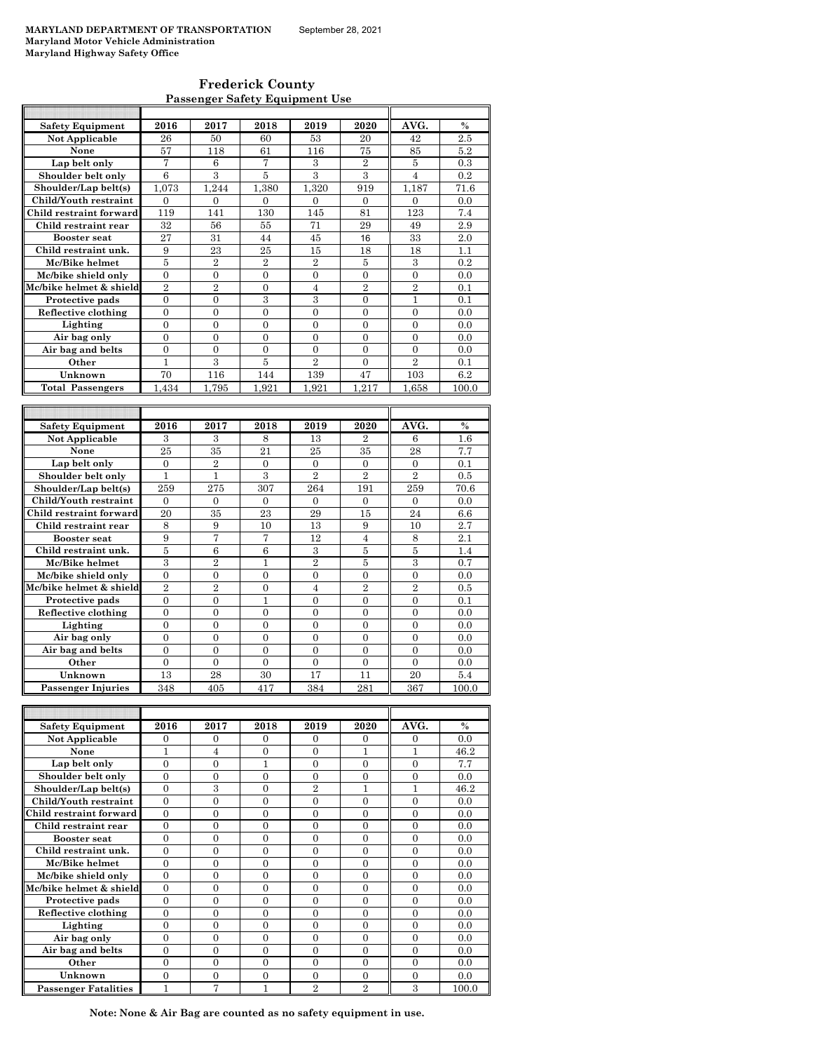**MARYLAND DEPARTMENT OF TRANSPORTATION** September 28, 2021
**Maryland Motor Vehicle Administration**
**Maryland Highway Safety Office**

## Frederick County
### Passenger Safety Equipment Use

| Safety Equipment | 2016 | 2017 | 2018 | 2019 | 2020 | AVG. | % |
|---|---|---|---|---|---|---|---|
| Not Applicable | 26 | 50 | 60 | 53 | 20 | 42 | 2.5 |
| None | 57 | 118 | 61 | 116 | 75 | 85 | 5.2 |
| Lap belt only | 7 | 6 | 7 | 3 | 2 | 5 | 0.3 |
| Shoulder belt only | 6 | 3 | 5 | 3 | 3 | 4 | 0.2 |
| Shoulder/Lap belt(s) | 1,073 | 1,244 | 1,380 | 1,320 | 919 | 1,187 | 71.6 |
| Child/Youth restraint | 0 | 0 | 0 | 0 | 0 | 0 | 0.0 |
| Child restraint forward | 119 | 141 | 130 | 145 | 81 | 123 | 7.4 |
| Child restraint rear | 32 | 56 | 55 | 71 | 29 | 49 | 2.9 |
| Booster seat | 27 | 31 | 44 | 45 | 16 | 33 | 2.0 |
| Child restraint unk. | 9 | 23 | 25 | 15 | 18 | 18 | 1.1 |
| Mc/Bike helmet | 5 | 2 | 2 | 2 | 5 | 3 | 0.2 |
| Mc/bike shield only | 0 | 0 | 0 | 0 | 0 | 0 | 0.0 |
| Mc/bike helmet & shield | 2 | 2 | 0 | 4 | 2 | 2 | 0.1 |
| Protective pads | 0 | 0 | 3 | 3 | 0 | 1 | 0.1 |
| Reflective clothing | 0 | 0 | 0 | 0 | 0 | 0 | 0.0 |
| Lighting | 0 | 0 | 0 | 0 | 0 | 0 | 0.0 |
| Air bag only | 0 | 0 | 0 | 0 | 0 | 0 | 0.0 |
| Air bag and belts | 0 | 0 | 0 | 0 | 0 | 0 | 0.0 |
| Other | 1 | 3 | 5 | 2 | 0 | 2 | 0.1 |
| Unknown | 70 | 116 | 144 | 139 | 47 | 103 | 6.2 |
| Total Passengers | 1,434 | 1,795 | 1,921 | 1,921 | 1,217 | 1,658 | 100.0 |

| Safety Equipment | 2016 | 2017 | 2018 | 2019 | 2020 | AVG. | % |
|---|---|---|---|---|---|---|---|
| Not Applicable | 3 | 3 | 8 | 13 | 2 | 6 | 1.6 |
| None | 25 | 35 | 21 | 25 | 35 | 28 | 7.7 |
| Lap belt only | 0 | 2 | 0 | 0 | 0 | 0 | 0.1 |
| Shoulder belt only | 1 | 1 | 3 | 2 | 2 | 2 | 0.5 |
| Shoulder/Lap belt(s) | 259 | 275 | 307 | 264 | 191 | 259 | 70.6 |
| Child/Youth restraint | 0 | 0 | 0 | 0 | 0 | 0 | 0.0 |
| Child restraint forward | 20 | 35 | 23 | 29 | 15 | 24 | 6.6 |
| Child restraint rear | 8 | 9 | 10 | 13 | 9 | 10 | 2.7 |
| Booster seat | 9 | 7 | 7 | 12 | 4 | 8 | 2.1 |
| Child restraint unk. | 5 | 6 | 6 | 3 | 5 | 5 | 1.4 |
| Mc/Bike helmet | 3 | 2 | 1 | 2 | 5 | 3 | 0.7 |
| Mc/bike shield only | 0 | 0 | 0 | 0 | 0 | 0 | 0.0 |
| Mc/bike helmet & shield | 2 | 2 | 0 | 4 | 2 | 2 | 0.5 |
| Protective pads | 0 | 0 | 1 | 0 | 0 | 0 | 0.1 |
| Reflective clothing | 0 | 0 | 0 | 0 | 0 | 0 | 0.0 |
| Lighting | 0 | 0 | 0 | 0 | 0 | 0 | 0.0 |
| Air bag only | 0 | 0 | 0 | 0 | 0 | 0 | 0.0 |
| Air bag and belts | 0 | 0 | 0 | 0 | 0 | 0 | 0.0 |
| Other | 0 | 0 | 0 | 0 | 0 | 0 | 0.0 |
| Unknown | 13 | 28 | 30 | 17 | 11 | 20 | 5.4 |
| Passenger Injuries | 348 | 405 | 417 | 384 | 281 | 367 | 100.0 |

| Safety Equipment | 2016 | 2017 | 2018 | 2019 | 2020 | AVG. | % |
|---|---|---|---|---|---|---|---|
| Not Applicable | 0 | 0 | 0 | 0 | 0 | 0 | 0.0 |
| None | 1 | 4 | 0 | 0 | 1 | 1 | 46.2 |
| Lap belt only | 0 | 0 | 1 | 0 | 0 | 0 | 7.7 |
| Shoulder belt only | 0 | 0 | 0 | 0 | 0 | 0 | 0.0 |
| Shoulder/Lap belt(s) | 0 | 3 | 0 | 2 | 1 | 1 | 46.2 |
| Child/Youth restraint | 0 | 0 | 0 | 0 | 0 | 0 | 0.0 |
| Child restraint forward | 0 | 0 | 0 | 0 | 0 | 0 | 0.0 |
| Child restraint rear | 0 | 0 | 0 | 0 | 0 | 0 | 0.0 |
| Booster seat | 0 | 0 | 0 | 0 | 0 | 0 | 0.0 |
| Child restraint unk. | 0 | 0 | 0 | 0 | 0 | 0 | 0.0 |
| Mc/Bike helmet | 0 | 0 | 0 | 0 | 0 | 0 | 0.0 |
| Mc/bike shield only | 0 | 0 | 0 | 0 | 0 | 0 | 0.0 |
| Mc/bike helmet & shield | 0 | 0 | 0 | 0 | 0 | 0 | 0.0 |
| Protective pads | 0 | 0 | 0 | 0 | 0 | 0 | 0.0 |
| Reflective clothing | 0 | 0 | 0 | 0 | 0 | 0 | 0.0 |
| Lighting | 0 | 0 | 0 | 0 | 0 | 0 | 0.0 |
| Air bag only | 0 | 0 | 0 | 0 | 0 | 0 | 0.0 |
| Air bag and belts | 0 | 0 | 0 | 0 | 0 | 0 | 0.0 |
| Other | 0 | 0 | 0 | 0 | 0 | 0 | 0.0 |
| Unknown | 0 | 0 | 0 | 0 | 0 | 0 | 0.0 |
| Passenger Fatalities | 1 | 7 | 1 | 2 | 2 | 3 | 100.0 |

**Note: None & Air Bag are counted as no safety equipment in use.**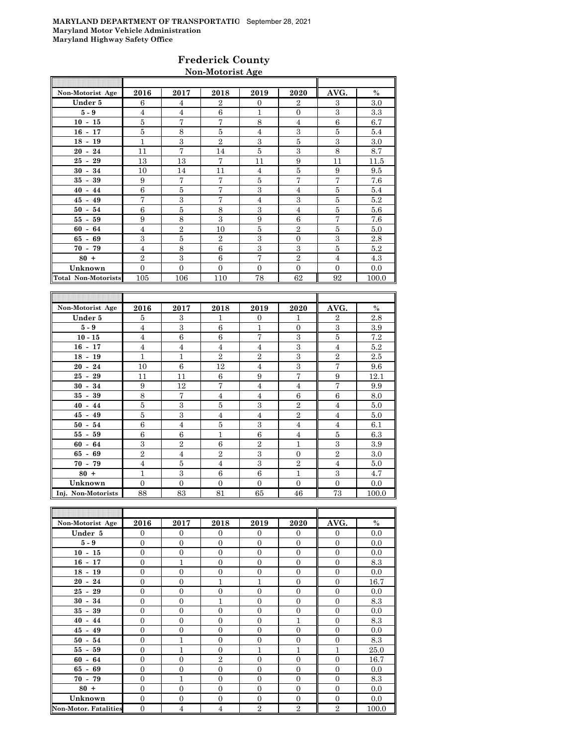MARYLAND DEPARTMENT OF TRANSPORTATIO September 28, 2021
Maryland Motor Vehicle Administration
Maryland Highway Safety Office

## Frederick County

### Non-Motorist Age

| Non-Motorist Age | 2016 | 2017 | 2018 | 2019 | 2020 | AVG. | % |
|---|---|---|---|---|---|---|---|
| Under 5 | 6 | 4 | 2 | 0 | 2 | 3 | 3.0 |
| 5 - 9 | 4 | 4 | 6 | 1 | 0 | 3 | 3.3 |
| 10 - 15 | 5 | 7 | 7 | 8 | 4 | 6 | 6.7 |
| 16 - 17 | 5 | 8 | 5 | 4 | 3 | 5 | 5.4 |
| 18 - 19 | 1 | 3 | 2 | 3 | 5 | 3 | 3.0 |
| 20 - 24 | 11 | 7 | 14 | 5 | 3 | 8 | 8.7 |
| 25 - 29 | 13 | 13 | 7 | 11 | 9 | 11 | 11.5 |
| 30 - 34 | 10 | 14 | 11 | 4 | 5 | 9 | 9.5 |
| 35 - 39 | 9 | 7 | 7 | 5 | 7 | 7 | 7.6 |
| 40 - 44 | 6 | 5 | 7 | 3 | 4 | 5 | 5.4 |
| 45 - 49 | 7 | 3 | 7 | 4 | 3 | 5 | 5.2 |
| 50 - 54 | 6 | 5 | 8 | 3 | 4 | 5 | 5.6 |
| 55 - 59 | 9 | 8 | 3 | 9 | 6 | 7 | 7.6 |
| 60 - 64 | 4 | 2 | 10 | 5 | 2 | 5 | 5.0 |
| 65 - 69 | 3 | 5 | 2 | 3 | 0 | 3 | 2.8 |
| 70 - 79 | 4 | 8 | 6 | 3 | 3 | 5 | 5.2 |
| 80 + | 2 | 3 | 6 | 7 | 2 | 4 | 4.3 |
| Unknown | 0 | 0 | 0 | 0 | 0 | 0 | 0.0 |
| Total Non-Motorists | 105 | 106 | 110 | 78 | 62 | 92 | 100.0 |

| Non-Motorist Age | 2016 | 2017 | 2018 | 2019 | 2020 | AVG. | % |
|---|---|---|---|---|---|---|---|
| Under 5 | 5 | 3 | 1 | 0 | 1 | 2 | 2.8 |
| 5 - 9 | 4 | 3 | 6 | 1 | 0 | 3 | 3.9 |
| 10 - 15 | 4 | 6 | 6 | 7 | 3 | 5 | 7.2 |
| 16 - 17 | 4 | 4 | 4 | 4 | 3 | 4 | 5.2 |
| 18 - 19 | 1 | 1 | 2 | 2 | 3 | 2 | 2.5 |
| 20 - 24 | 10 | 6 | 12 | 4 | 3 | 7 | 9.6 |
| 25 - 29 | 11 | 11 | 6 | 9 | 7 | 9 | 12.1 |
| 30 - 34 | 9 | 12 | 7 | 4 | 4 | 7 | 9.9 |
| 35 - 39 | 8 | 7 | 4 | 4 | 6 | 6 | 8.0 |
| 40 - 44 | 5 | 3 | 5 | 3 | 2 | 4 | 5.0 |
| 45 - 49 | 5 | 3 | 4 | 4 | 2 | 4 | 5.0 |
| 50 - 54 | 6 | 4 | 5 | 3 | 4 | 4 | 6.1 |
| 55 - 59 | 6 | 6 | 1 | 6 | 4 | 5 | 6.3 |
| 60 - 64 | 3 | 2 | 6 | 2 | 1 | 3 | 3.9 |
| 65 - 69 | 2 | 4 | 2 | 3 | 0 | 2 | 3.0 |
| 70 - 79 | 4 | 5 | 4 | 3 | 2 | 4 | 5.0 |
| 80 + | 1 | 3 | 6 | 6 | 1 | 3 | 4.7 |
| Unknown | 0 | 0 | 0 | 0 | 0 | 0 | 0.0 |
| Inj. Non-Motorists | 88 | 83 | 81 | 65 | 46 | 73 | 100.0 |

| Non-Motorist Age | 2016 | 2017 | 2018 | 2019 | 2020 | AVG. | % |
|---|---|---|---|---|---|---|---|
| Under 5 | 0 | 0 | 0 | 0 | 0 | 0 | 0.0 |
| 5 - 9 | 0 | 0 | 0 | 0 | 0 | 0 | 0.0 |
| 10 - 15 | 0 | 0 | 0 | 0 | 0 | 0 | 0.0 |
| 16 - 17 | 0 | 1 | 0 | 0 | 0 | 0 | 8.3 |
| 18 - 19 | 0 | 0 | 0 | 0 | 0 | 0 | 0.0 |
| 20 - 24 | 0 | 0 | 1 | 1 | 0 | 0 | 16.7 |
| 25 - 29 | 0 | 0 | 0 | 0 | 0 | 0 | 0.0 |
| 30 - 34 | 0 | 0 | 1 | 0 | 0 | 0 | 8.3 |
| 35 - 39 | 0 | 0 | 0 | 0 | 0 | 0 | 0.0 |
| 40 - 44 | 0 | 0 | 0 | 0 | 1 | 0 | 8.3 |
| 45 - 49 | 0 | 0 | 0 | 0 | 0 | 0 | 0.0 |
| 50 - 54 | 0 | 1 | 0 | 0 | 0 | 0 | 8.3 |
| 55 - 59 | 0 | 1 | 0 | 1 | 1 | 1 | 25.0 |
| 60 - 64 | 0 | 0 | 2 | 0 | 0 | 0 | 16.7 |
| 65 - 69 | 0 | 0 | 0 | 0 | 0 | 0 | 0.0 |
| 70 - 79 | 0 | 1 | 0 | 0 | 0 | 0 | 8.3 |
| 80 + | 0 | 0 | 0 | 0 | 0 | 0 | 0.0 |
| Unknown | 0 | 0 | 0 | 0 | 0 | 0 | 0.0 |
| Non-Motor. Fatalities | 0 | 4 | 4 | 2 | 2 | 2 | 100.0 |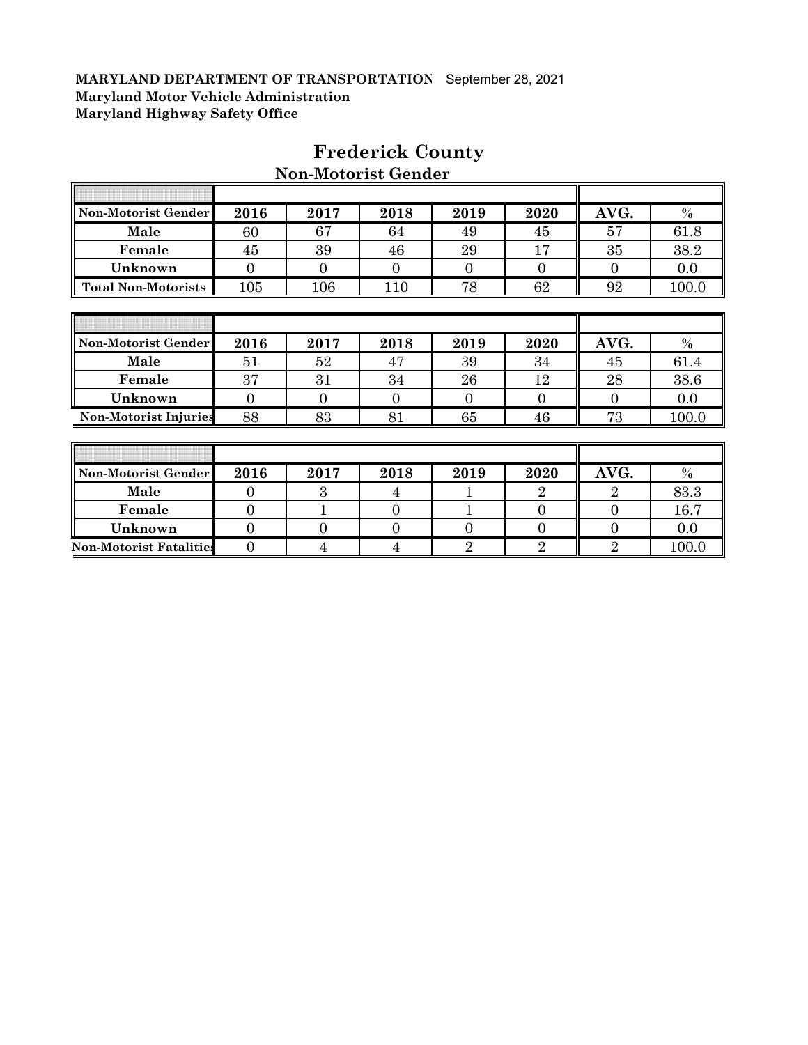**MARYLAND DEPARTMENT OF TRANSPORTATION** September 28, 2021
**Maryland Motor Vehicle Administration**
**Maryland Highway Safety Office**

# Frederick County

## Non-Motorist Gender

| Non-Motorist Gender | 2016 | 2017 | 2018 | 2019 | 2020 | AVG. | % |
|---|---|---|---|---|---|---|---|
| Male | 60 | 67 | 64 | 49 | 45 | 57 | 61.8 |
| Female | 45 | 39 | 46 | 29 | 17 | 35 | 38.2 |
| Unknown | 0 | 0 | 0 | 0 | 0 | 0 | 0.0 |
| Total Non-Motorists | 105 | 106 | 110 | 78 | 62 | 92 | 100.0 |

| Non-Motorist Gender | 2016 | 2017 | 2018 | 2019 | 2020 | AVG. | % |
|---|---|---|---|---|---|---|---|
| Male | 51 | 52 | 47 | 39 | 34 | 45 | 61.4 |
| Female | 37 | 31 | 34 | 26 | 12 | 28 | 38.6 |
| Unknown | 0 | 0 | 0 | 0 | 0 | 0 | 0.0 |
| Non-Motorist Injuries | 88 | 83 | 81 | 65 | 46 | 73 | 100.0 |

| Non-Motorist Gender | 2016 | 2017 | 2018 | 2019 | 2020 | AVG. | % |
|---|---|---|---|---|---|---|---|
| Male | 0 | 3 | 4 | 1 | 2 | 2 | 83.3 |
| Female | 0 | 1 | 0 | 1 | 0 | 0 | 16.7 |
| Unknown | 0 | 0 | 0 | 0 | 0 | 0 | 0.0 |
| Non-Motorist Fatalities | 0 | 4 | 4 | 2 | 2 | 2 | 100.0 |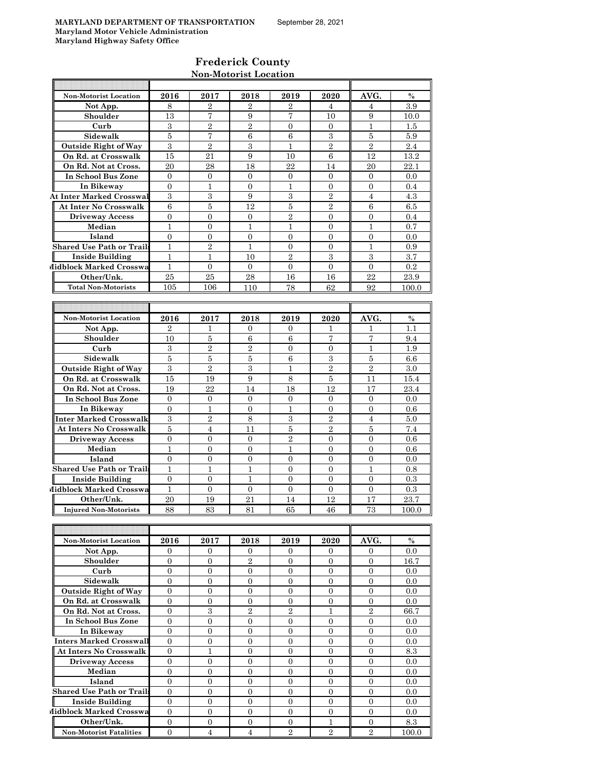**MARYLAND DEPARTMENT OF TRANSPORTATION** September 28, 2021
**Maryland Motor Vehicle Administration**
**Maryland Highway Safety Office**

## Frederick County

### Non-Motorist Location

| Non-Motorist Location | 2016 | 2017 | 2018 | 2019 | 2020 | AVG. | % |
|---|---|---|---|---|---|---|---|
| Not App. | 8 | 2 | 2 | 2 | 4 | 4 | 3.9 |
| Shoulder | 13 | 7 | 9 | 7 | 10 | 9 | 10.0 |
| Curb | 3 | 2 | 2 | 0 | 0 | 1 | 1.5 |
| Sidewalk | 5 | 7 | 6 | 6 | 3 | 5 | 5.9 |
| Outside Right of Way | 3 | 2 | 3 | 1 | 2 | 2 | 2.4 |
| On Rd. at Crosswalk | 15 | 21 | 9 | 10 | 6 | 12 | 13.2 |
| On Rd. Not at Cross. | 20 | 28 | 18 | 22 | 14 | 20 | 22.1 |
| In School Bus Zone | 0 | 0 | 0 | 0 | 0 | 0 | 0.0 |
| In Bikeway | 0 | 1 | 0 | 1 | 0 | 0 | 0.4 |
| At Inter Marked Crosswalk | 3 | 3 | 9 | 3 | 2 | 4 | 4.3 |
| At Inter No Crosswalk | 6 | 5 | 12 | 5 | 2 | 6 | 6.5 |
| Driveway Access | 0 | 0 | 0 | 2 | 0 | 0 | 0.4 |
| Median | 1 | 0 | 1 | 1 | 0 | 1 | 0.7 |
| Island | 0 | 0 | 0 | 0 | 0 | 0 | 0.0 |
| Shared Use Path or Trails | 1 | 2 | 1 | 0 | 0 | 1 | 0.9 |
| Inside Building | 1 | 1 | 10 | 2 | 3 | 3 | 3.7 |
| Midblock Marked Crosswalk | 1 | 0 | 0 | 0 | 0 | 0 | 0.2 |
| Other/Unk. | 25 | 25 | 28 | 16 | 16 | 22 | 23.9 |
| Total Non-Motorists | 105 | 106 | 110 | 78 | 62 | 92 | 100.0 |

| Non-Motorist Location | 2016 | 2017 | 2018 | 2019 | 2020 | AVG. | % |
|---|---|---|---|---|---|---|---|
| Not App. | 2 | 1 | 0 | 0 | 1 | 1 | 1.1 |
| Shoulder | 10 | 5 | 6 | 6 | 7 | 7 | 9.4 |
| Curb | 3 | 2 | 2 | 0 | 0 | 1 | 1.9 |
| Sidewalk | 5 | 5 | 5 | 6 | 3 | 5 | 6.6 |
| Outside Right of Way | 3 | 2 | 3 | 1 | 2 | 2 | 3.0 |
| On Rd. at Crosswalk | 15 | 19 | 9 | 8 | 5 | 11 | 15.4 |
| On Rd. Not at Cross. | 19 | 22 | 14 | 18 | 12 | 17 | 23.4 |
| In School Bus Zone | 0 | 0 | 0 | 0 | 0 | 0 | 0.0 |
| In Bikeway | 0 | 1 | 0 | 1 | 0 | 0 | 0.6 |
| Inter Marked Crosswalk | 3 | 2 | 8 | 3 | 2 | 4 | 5.0 |
| At Inters No Crosswalk | 5 | 4 | 11 | 5 | 2 | 5 | 7.4 |
| Driveway Access | 0 | 0 | 0 | 2 | 0 | 0 | 0.6 |
| Median | 1 | 0 | 0 | 1 | 0 | 0 | 0.6 |
| Island | 0 | 0 | 0 | 0 | 0 | 0 | 0.0 |
| Shared Use Path or Trails | 1 | 1 | 1 | 0 | 0 | 1 | 0.8 |
| Inside Building | 0 | 0 | 1 | 0 | 0 | 0 | 0.3 |
| Midblock Marked Crosswalk | 1 | 0 | 0 | 0 | 0 | 0 | 0.3 |
| Other/Unk. | 20 | 19 | 21 | 14 | 12 | 17 | 23.7 |
| Injured Non-Motorists | 88 | 83 | 81 | 65 | 46 | 73 | 100.0 |

| Non-Motorist Location | 2016 | 2017 | 2018 | 2019 | 2020 | AVG. | % |
|---|---|---|---|---|---|---|---|
| Not App. | 0 | 0 | 0 | 0 | 0 | 0 | 0.0 |
| Shoulder | 0 | 0 | 2 | 0 | 0 | 0 | 16.7 |
| Curb | 0 | 0 | 0 | 0 | 0 | 0 | 0.0 |
| Sidewalk | 0 | 0 | 0 | 0 | 0 | 0 | 0.0 |
| Outside Right of Way | 0 | 0 | 0 | 0 | 0 | 0 | 0.0 |
| On Rd. at Crosswalk | 0 | 0 | 0 | 0 | 0 | 0 | 0.0 |
| On Rd. Not at Cross. | 0 | 3 | 2 | 2 | 1 | 2 | 66.7 |
| In School Bus Zone | 0 | 0 | 0 | 0 | 0 | 0 | 0.0 |
| In Bikeway | 0 | 0 | 0 | 0 | 0 | 0 | 0.0 |
| Inters Marked Crosswalk | 0 | 0 | 0 | 0 | 0 | 0 | 0.0 |
| At Inters No Crosswalk | 0 | 1 | 0 | 0 | 0 | 0 | 8.3 |
| Driveway Access | 0 | 0 | 0 | 0 | 0 | 0 | 0.0 |
| Median | 0 | 0 | 0 | 0 | 0 | 0 | 0.0 |
| Island | 0 | 0 | 0 | 0 | 0 | 0 | 0.0 |
| Shared Use Path or Trails | 0 | 0 | 0 | 0 | 0 | 0 | 0.0 |
| Inside Building | 0 | 0 | 0 | 0 | 0 | 0 | 0.0 |
| Midblock Marked Crosswalk | 0 | 0 | 0 | 0 | 0 | 0 | 0.0 |
| Other/Unk. | 0 | 0 | 0 | 0 | 1 | 0 | 8.3 |
| Non-Motorist Fatalities | 0 | 4 | 4 | 2 | 2 | 2 | 100.0 |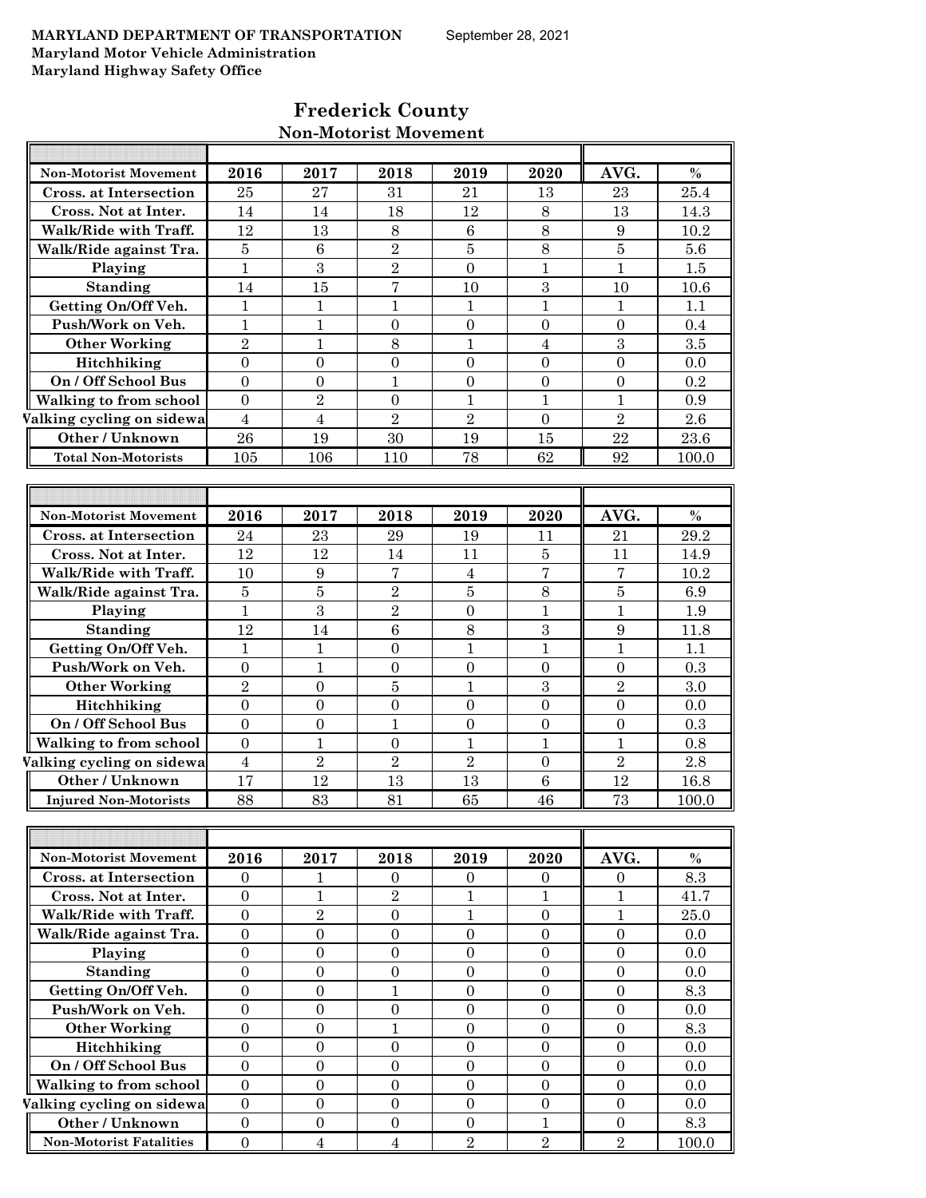MARYLAND DEPARTMENT OF TRANSPORTATION
Maryland Motor Vehicle Administration
Maryland Highway Safety Office

September 28, 2021

# Frederick County

## Non-Motorist Movement

| Non-Motorist Movement | 2016 | 2017 | 2018 | 2019 | 2020 | AVG. | % |
|---|---|---|---|---|---|---|---|
| Cross. at Intersection | 25 | 27 | 31 | 21 | 13 | 23 | 25.4 |
| Cross. Not at Inter. | 14 | 14 | 18 | 12 | 8 | 13 | 14.3 |
| Walk/Ride with Traff. | 12 | 13 | 8 | 6 | 8 | 9 | 10.2 |
| Walk/Ride against Tra. | 5 | 6 | 2 | 5 | 8 | 5 | 5.6 |
| Playing | 1 | 3 | 2 | 0 | 1 | 1 | 1.5 |
| Standing | 14 | 15 | 7 | 10 | 3 | 10 | 10.6 |
| Getting On/Off Veh. | 1 | 1 | 1 | 1 | 1 | 1 | 1.1 |
| Push/Work on Veh. | 1 | 1 | 0 | 0 | 0 | 0 | 0.4 |
| Other Working | 2 | 1 | 8 | 1 | 4 | 3 | 3.5 |
| Hitchhiking | 0 | 0 | 0 | 0 | 0 | 0 | 0.0 |
| On / Off School Bus | 0 | 0 | 1 | 0 | 0 | 0 | 0.2 |
| Walking to from school | 0 | 2 | 0 | 1 | 1 | 1 | 0.9 |
| Walking cycling on sidewa | 4 | 4 | 2 | 2 | 0 | 2 | 2.6 |
| Other / Unknown | 26 | 19 | 30 | 19 | 15 | 22 | 23.6 |
| Total Non-Motorists | 105 | 106 | 110 | 78 | 62 | 92 | 100.0 |

| Non-Motorist Movement | 2016 | 2017 | 2018 | 2019 | 2020 | AVG. | % |
|---|---|---|---|---|---|---|---|
| Cross. at Intersection | 24 | 23 | 29 | 19 | 11 | 21 | 29.2 |
| Cross. Not at Inter. | 12 | 12 | 14 | 11 | 5 | 11 | 14.9 |
| Walk/Ride with Traff. | 10 | 9 | 7 | 4 | 7 | 7 | 10.2 |
| Walk/Ride against Tra. | 5 | 5 | 2 | 5 | 8 | 5 | 6.9 |
| Playing | 1 | 3 | 2 | 0 | 1 | 1 | 1.9 |
| Standing | 12 | 14 | 6 | 8 | 3 | 9 | 11.8 |
| Getting On/Off Veh. | 1 | 1 | 0 | 1 | 1 | 1 | 1.1 |
| Push/Work on Veh. | 0 | 1 | 0 | 0 | 0 | 0 | 0.3 |
| Other Working | 2 | 0 | 5 | 1 | 3 | 2 | 3.0 |
| Hitchhiking | 0 | 0 | 0 | 0 | 0 | 0 | 0.0 |
| On / Off School Bus | 0 | 0 | 1 | 0 | 0 | 0 | 0.3 |
| Walking to from school | 0 | 1 | 0 | 1 | 1 | 1 | 0.8 |
| Walking cycling on sidewa | 4 | 2 | 2 | 2 | 0 | 2 | 2.8 |
| Other / Unknown | 17 | 12 | 13 | 13 | 6 | 12 | 16.8 |
| Injured Non-Motorists | 88 | 83 | 81 | 65 | 46 | 73 | 100.0 |

| Non-Motorist Movement | 2016 | 2017 | 2018 | 2019 | 2020 | AVG. | % |
|---|---|---|---|---|---|---|---|
| Cross. at Intersection | 0 | 1 | 0 | 0 | 0 | 0 | 8.3 |
| Cross. Not at Inter. | 0 | 1 | 2 | 1 | 1 | 1 | 41.7 |
| Walk/Ride with Traff. | 0 | 2 | 0 | 1 | 0 | 1 | 25.0 |
| Walk/Ride against Tra. | 0 | 0 | 0 | 0 | 0 | 0 | 0.0 |
| Playing | 0 | 0 | 0 | 0 | 0 | 0 | 0.0 |
| Standing | 0 | 0 | 0 | 0 | 0 | 0 | 0.0 |
| Getting On/Off Veh. | 0 | 0 | 1 | 0 | 0 | 0 | 8.3 |
| Push/Work on Veh. | 0 | 0 | 0 | 0 | 0 | 0 | 0.0 |
| Other Working | 0 | 0 | 1 | 0 | 0 | 0 | 8.3 |
| Hitchhiking | 0 | 0 | 0 | 0 | 0 | 0 | 0.0 |
| On / Off School Bus | 0 | 0 | 0 | 0 | 0 | 0 | 0.0 |
| Walking to from school | 0 | 0 | 0 | 0 | 0 | 0 | 0.0 |
| Walking cycling on sidewa | 0 | 0 | 0 | 0 | 0 | 0 | 0.0 |
| Other / Unknown | 0 | 0 | 0 | 0 | 1 | 0 | 8.3 |
| Non-Motorist Fatalities | 0 | 4 | 4 | 2 | 2 | 2 | 100.0 |